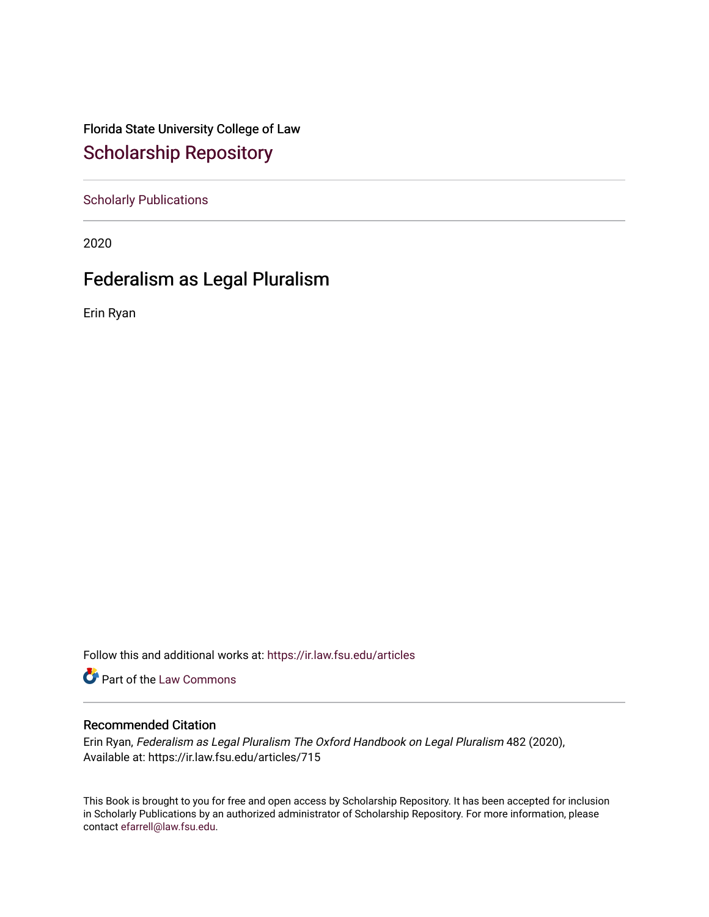Florida State University College of Law

## Scholarship Repository

Scholarly Publications

2020

# Federalism as Legal Pluralism

Erin Ryan

Follow this and additional works at: https://ir.law.fsu.edu/articles

Part of the Law Commons

### Recommended Citation

Erin Ryan, *Federalism as Legal Pluralism The Oxford Handbook on Legal Pluralism* 482 (2020), Available at: https://ir.law.fsu.edu/articles/715

This Book is brought to you for free and open access by Scholarship Repository. It has been accepted for inclusion in Scholarly Publications by an authorized administrator of Scholarship Repository. For more information, please contact efarrell@law.fsu.edu.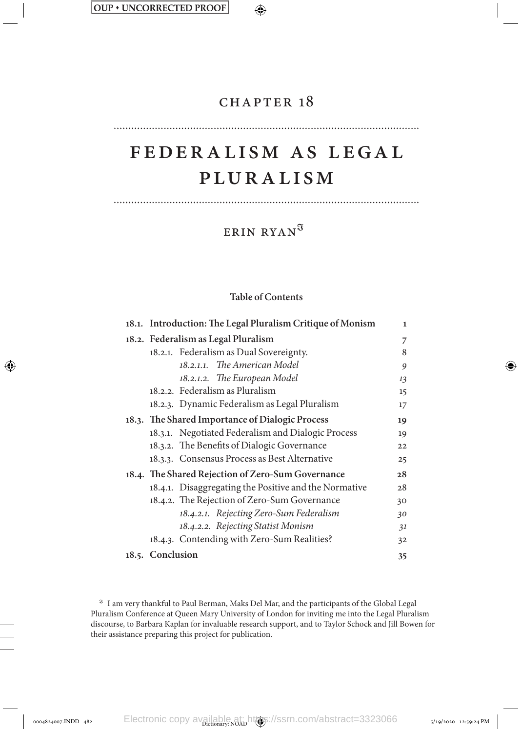# CHAPTER 18

# FEDERALISM AS LEGAL PLURALISM

## ERIN RYAN[ℑ]

**Table of Contents**

| | | |
|---|---|---|
| **18.1. Introduction: The Legal Pluralism Critique of Monism** | | **1** |
| **18.2. Federalism as Legal Pluralism** | | **7** |
| | 18.2.1. Federalism as Dual Sovereignty. | 8 |
| | *18.2.1.1. The American Model* | *9* |
| | *18.2.1.2. The European Model* | *13* |
| | 18.2.2. Federalism as Pluralism | 15 |
| | 18.2.3. Dynamic Federalism as Legal Pluralism | 17 |
| **18.3. The Shared Importance of Dialogic Process** | | **19** |
| | 18.3.1. Negotiated Federalism and Dialogic Process | 19 |
| | 18.3.2. The Benefits of Dialogic Governance | 22 |
| | 18.3.3. Consensus Process as Best Alternative | 25 |
| **18.4. The Shared Rejection of Zero-Sum Governance** | | **28** |
| | 18.4.1. Disaggregating the Positive and the Normative | 28 |
| | 18.4.2. The Rejection of Zero-Sum Governance | 30 |
| | *18.4.2.1. Rejecting Zero-Sum Federalism* | *30* |
| | *18.4.2.2. Rejecting Statist Monism* | *31* |
| | 18.4.3. Contending with Zero-Sum Realities? | 32 |
| **18.5. Conclusion** | | **35** |

[ℑ] I am very thankful to Paul Berman, Maks Del Mar, and the participants of the Global Legal Pluralism Conference at Queen Mary University of London for inviting me into the Legal Pluralism discourse, to Barbara Kaplan for invaluable research support, and to Taylor Schock and Jill Bowen for their assistance preparing this project for publication.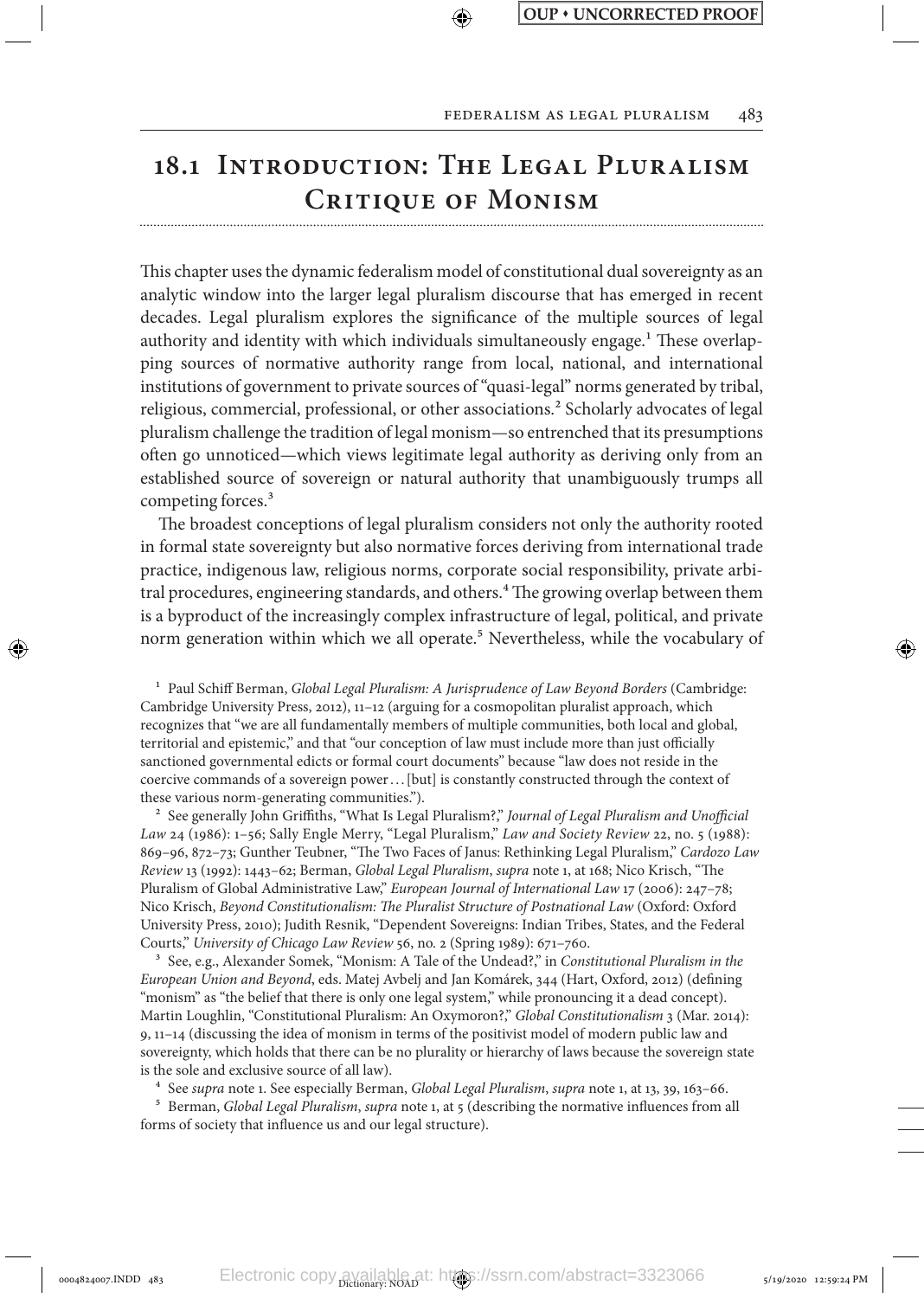## 18.1 Introduction: The Legal Pluralism Critique of Monism

This chapter uses the dynamic federalism model of constitutional dual sovereignty as an analytic window into the larger legal pluralism discourse that has emerged in recent decades. Legal pluralism explores the significance of the multiple sources of legal authority and identity with which individuals simultaneously engage.[1] These overlapping sources of normative authority range from local, national, and international institutions of government to private sources of "quasi-legal" norms generated by tribal, religious, commercial, professional, or other associations.[2] Scholarly advocates of legal pluralism challenge the tradition of legal monism—so entrenched that its presumptions often go unnoticed—which views legitimate legal authority as deriving only from an established source of sovereign or natural authority that unambiguously trumps all competing forces.[3]

The broadest conceptions of legal pluralism considers not only the authority rooted in formal state sovereignty but also normative forces deriving from international trade practice, indigenous law, religious norms, corporate social responsibility, private arbitral procedures, engineering standards, and others.[4] The growing overlap between them is a byproduct of the increasingly complex infrastructure of legal, political, and private norm generation within which we all operate.[5] Nevertheless, while the vocabulary of

[1] Paul Schiff Berman, *Global Legal Pluralism: A Jurisprudence of Law Beyond Borders* (Cambridge: Cambridge University Press, 2012), 11–12 (arguing for a cosmopolitan pluralist approach, which recognizes that "we are all fundamentally members of multiple communities, both local and global, territorial and epistemic," and that "our conception of law must include more than just officially sanctioned governmental edicts or formal court documents" because "law does not reside in the coercive commands of a sovereign power . . . [but] is constantly constructed through the context of these various norm-generating communities.").

[2] See generally John Griffiths, "What Is Legal Pluralism?," *Journal of Legal Pluralism and Unofficial Law* 24 (1986): 1–56; Sally Engle Merry, "Legal Pluralism," *Law and Society Review* 22, no. 5 (1988): 869–96, 872–73; Gunther Teubner, "The Two Faces of Janus: Rethinking Legal Pluralism," *Cardozo Law Review* 13 (1992): 1443–62; Berman, *Global Legal Pluralism*, *supra* note 1, at 168; Nico Krisch, "The Pluralism of Global Administrative Law," *European Journal of International Law* 17 (2006): 247–78; Nico Krisch, *Beyond Constitutionalism: The Pluralist Structure of Postnational Law* (Oxford: Oxford University Press, 2010); Judith Resnik, "Dependent Sovereigns: Indian Tribes, States, and the Federal Courts," *University of Chicago Law Review* 56, no. 2 (Spring 1989): 671–760.

[3] See, e.g., Alexander Somek, "Monism: A Tale of the Undead?," in *Constitutional Pluralism in the European Union and Beyond*, eds. Matej Avbelj and Jan Komárek, 344 (Hart, Oxford, 2012) (defining "monism" as "the belief that there is only one legal system," while pronouncing it a dead concept). Martin Loughlin, "Constitutional Pluralism: An Oxymoron?," *Global Constitutionalism* 3 (Mar. 2014): 9, 11–14 (discussing the idea of monism in terms of the positivist model of modern public law and sovereignty, which holds that there can be no plurality or hierarchy of laws because the sovereign state is the sole and exclusive source of all law).

[4] See *supra* note 1. See especially Berman, *Global Legal Pluralism*, *supra* note 1, at 13, 39, 163–66.

[5] Berman, *Global Legal Pluralism*, *supra* note 1, at 5 (describing the normative influences from all forms of society that influence us and our legal structure).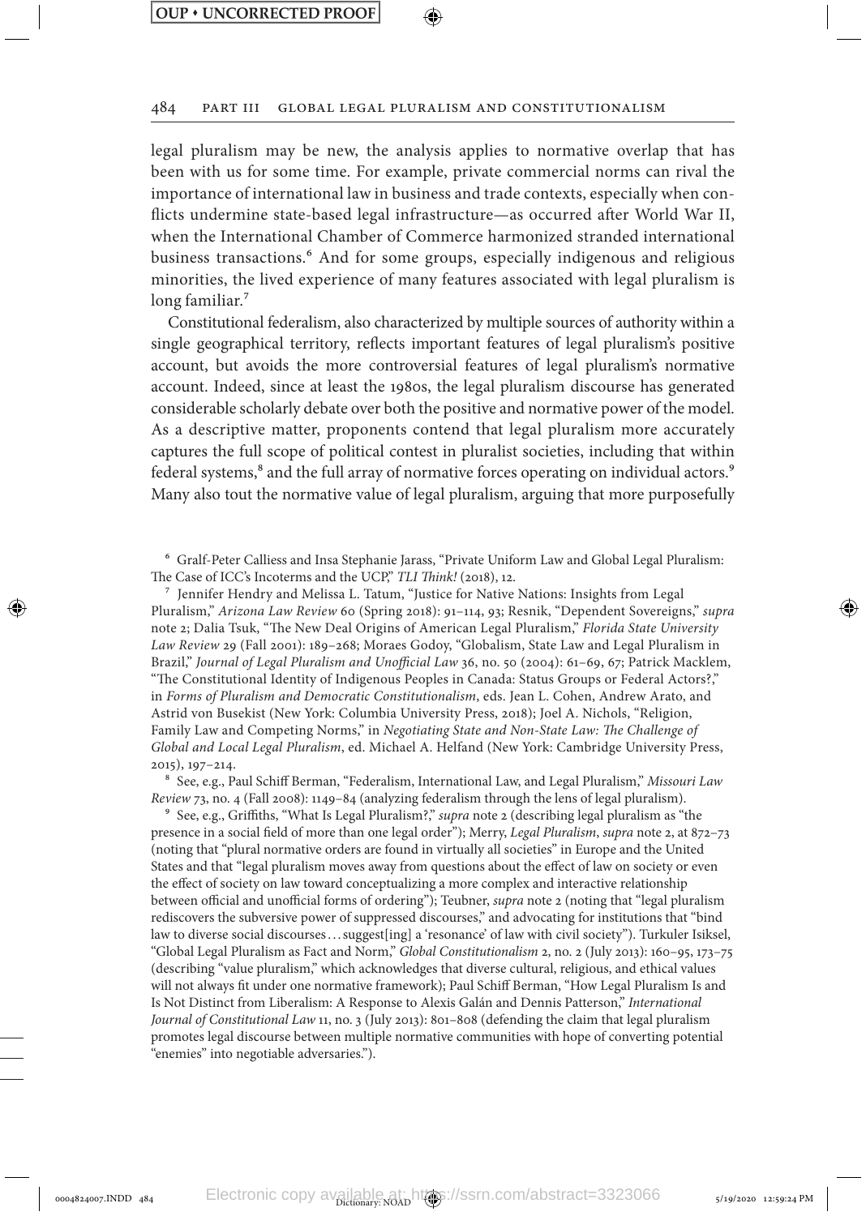legal pluralism may be new, the analysis applies to normative overlap that has been with us for some time. For example, private commercial norms can rival the importance of international law in business and trade contexts, especially when conflicts undermine state-based legal infrastructure—as occurred after World War II, when the International Chamber of Commerce harmonized stranded international business transactions.[6] And for some groups, especially indigenous and religious minorities, the lived experience of many features associated with legal pluralism is long familiar.[7]

Constitutional federalism, also characterized by multiple sources of authority within a single geographical territory, reflects important features of legal pluralism's positive account, but avoids the more controversial features of legal pluralism's normative account. Indeed, since at least the 1980s, the legal pluralism discourse has generated considerable scholarly debate over both the positive and normative power of the model. As a descriptive matter, proponents contend that legal pluralism more accurately captures the full scope of political contest in pluralist societies, including that within federal systems,[8] and the full array of normative forces operating on individual actors.[9] Many also tout the normative value of legal pluralism, arguing that more purposefully

[6] Gralf-Peter Calliess and Insa Stephanie Jarass, "Private Uniform Law and Global Legal Pluralism: The Case of ICC's Incoterms and the UCP," *TLI Think!* (2018), 12.

[7] Jennifer Hendry and Melissa L. Tatum, "Justice for Native Nations: Insights from Legal Pluralism," *Arizona Law Review* 60 (Spring 2018): 91–114, 93; Resnik, "Dependent Sovereigns," *supra* note 2; Dalia Tsuk, "The New Deal Origins of American Legal Pluralism," *Florida State University Law Review* 29 (Fall 2001): 189–268; Moraes Godoy, "Globalism, State Law and Legal Pluralism in Brazil," *Journal of Legal Pluralism and Unofficial Law* 36, no. 50 (2004): 61–69, 67; Patrick Macklem, "The Constitutional Identity of Indigenous Peoples in Canada: Status Groups or Federal Actors?," in *Forms of Pluralism and Democratic Constitutionalism*, eds. Jean L. Cohen, Andrew Arato, and Astrid von Busekist (New York: Columbia University Press, 2018); Joel A. Nichols, "Religion, Family Law and Competing Norms," in *Negotiating State and Non-State Law: The Challenge of Global and Local Legal Pluralism*, ed. Michael A. Helfand (New York: Cambridge University Press, 2015), 197–214.

[8] See, e.g., Paul Schiff Berman, "Federalism, International Law, and Legal Pluralism," *Missouri Law Review* 73, no. 4 (Fall 2008): 1149–84 (analyzing federalism through the lens of legal pluralism).

[9] See, e.g., Griffiths, "What Is Legal Pluralism?," *supra* note 2 (describing legal pluralism as "the presence in a social field of more than one legal order"); Merry, *Legal Pluralism*, *supra* note 2, at 872–73 (noting that "plural normative orders are found in virtually all societies" in Europe and the United States and that "legal pluralism moves away from questions about the effect of law on society or even the effect of society on law toward conceptualizing a more complex and interactive relationship between official and unofficial forms of ordering"); Teubner, *supra* note 2 (noting that "legal pluralism rediscovers the subversive power of suppressed discourses," and advocating for institutions that "bind law to diverse social discourses . . . suggest[ing] a 'resonance' of law with civil society"). Turkuler Isiksel, "Global Legal Pluralism as Fact and Norm," *Global Constitutionalism* 2, no. 2 (July 2013): 160–95, 173–75 (describing "value pluralism," which acknowledges that diverse cultural, religious, and ethical values will not always fit under one normative framework); Paul Schiff Berman, "How Legal Pluralism Is and Is Not Distinct from Liberalism: A Response to Alexis Galán and Dennis Patterson," *International Journal of Constitutional Law* 11, no. 3 (July 2013): 801–808 (defending the claim that legal pluralism promotes legal discourse between multiple normative communities with hope of converting potential "enemies" into negotiable adversaries.").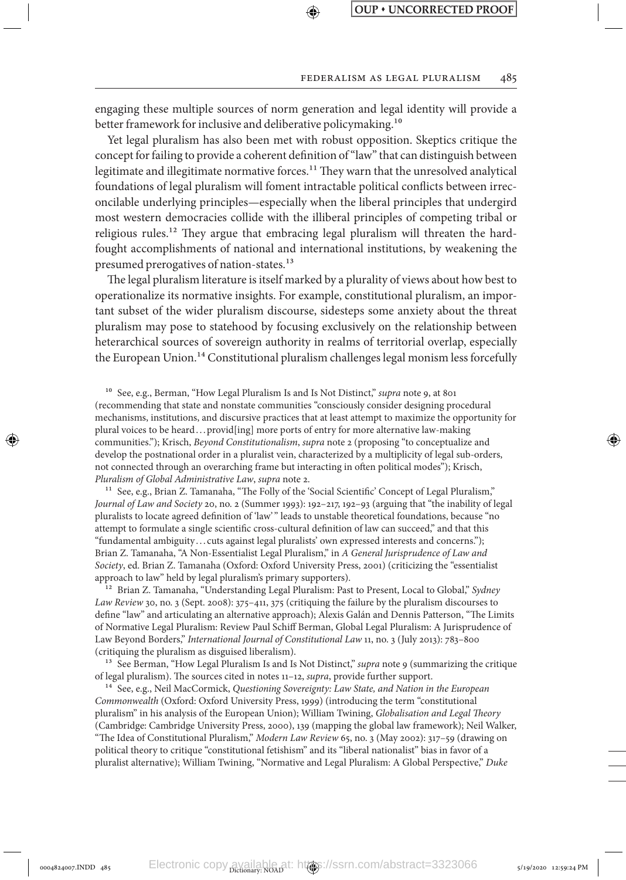engaging these multiple sources of norm generation and legal identity will provide a better framework for inclusive and deliberative policymaking.[10]

Yet legal pluralism has also been met with robust opposition. Skeptics critique the concept for failing to provide a coherent definition of "law" that can distinguish between legitimate and illegitimate normative forces.[11] They warn that the unresolved analytical foundations of legal pluralism will foment intractable political conflicts between irreconcilable underlying principles—especially when the liberal principles that undergird most western democracies collide with the illiberal principles of competing tribal or religious rules.[12] They argue that embracing legal pluralism will threaten the hard-fought accomplishments of national and international institutions, by weakening the presumed prerogatives of nation-states.[13]

The legal pluralism literature is itself marked by a plurality of views about how best to operationalize its normative insights. For example, constitutional pluralism, an important subset of the wider pluralism discourse, sidesteps some anxiety about the threat pluralism may pose to statehood by focusing exclusively on the relationship between heterarchical sources of sovereign authority in realms of territorial overlap, especially the European Union.[14] Constitutional pluralism challenges legal monism less forcefully

[10] See, e.g., Berman, "How Legal Pluralism Is and Is Not Distinct," *supra* note 9, at 801 (recommending that state and nonstate communities "consciously consider designing procedural mechanisms, institutions, and discursive practices that at least attempt to maximize the opportunity for plural voices to be heard . . . provid[ing] more ports of entry for more alternative law-making communities."); Krisch, *Beyond Constitutionalism*, *supra* note 2 (proposing "to conceptualize and develop the postnational order in a pluralist vein, characterized by a multiplicity of legal sub-orders, not connected through an overarching frame but interacting in often political modes"); Krisch, *Pluralism of Global Administrative Law*, *supra* note 2.

[11] See, e.g., Brian Z. Tamanaha, "The Folly of the 'Social Scientific' Concept of Legal Pluralism," *Journal of Law and Society* 20, no. 2 (Summer 1993): 192–217, 192–93 (arguing that "the inability of legal pluralists to locate agreed definition of 'law'" leads to unstable theoretical foundations, because "no attempt to formulate a single scientific cross-cultural definition of law can succeed," and that this "fundamental ambiguity . . . cuts against legal pluralists' own expressed interests and concerns."); Brian Z. Tamanaha, "A Non-Essentialist Legal Pluralism," in *A General Jurisprudence of Law and Society*, ed. Brian Z. Tamanaha (Oxford: Oxford University Press, 2001) (criticizing the "essentialist approach to law" held by legal pluralism's primary supporters).

[12] Brian Z. Tamanaha, "Understanding Legal Pluralism: Past to Present, Local to Global," *Sydney Law Review* 30, no. 3 (Sept. 2008): 375–411, 375 (critiquing the failure by the pluralism discourses to define "law" and articulating an alternative approach); Alexis Galán and Dennis Patterson, "The Limits of Normative Legal Pluralism: Review Paul Schiff Berman, Global Legal Pluralism: A Jurisprudence of Law Beyond Borders," *International Journal of Constitutional Law* 11, no. 3 (July 2013): 783–800 (critiquing the pluralism as disguised liberalism).

[13] See Berman, "How Legal Pluralism Is and Is Not Distinct," *supra* note 9 (summarizing the critique of legal pluralism). The sources cited in notes 11–12, *supra*, provide further support.

[14] See, e.g., Neil MacCormick, *Questioning Sovereignty: Law State, and Nation in the European Commonwealth* (Oxford: Oxford University Press, 1999) (introducing the term "constitutional pluralism" in his analysis of the European Union); William Twining, *Globalisation and Legal Theory* (Cambridge: Cambridge University Press, 2000), 139 (mapping the global law framework); Neil Walker, "The Idea of Constitutional Pluralism," *Modern Law Review* 65, no. 3 (May 2002): 317–59 (drawing on political theory to critique "constitutional fetishism" and its "liberal nationalist" bias in favor of a pluralist alternative); William Twining, "Normative and Legal Pluralism: A Global Perspective," *Duke*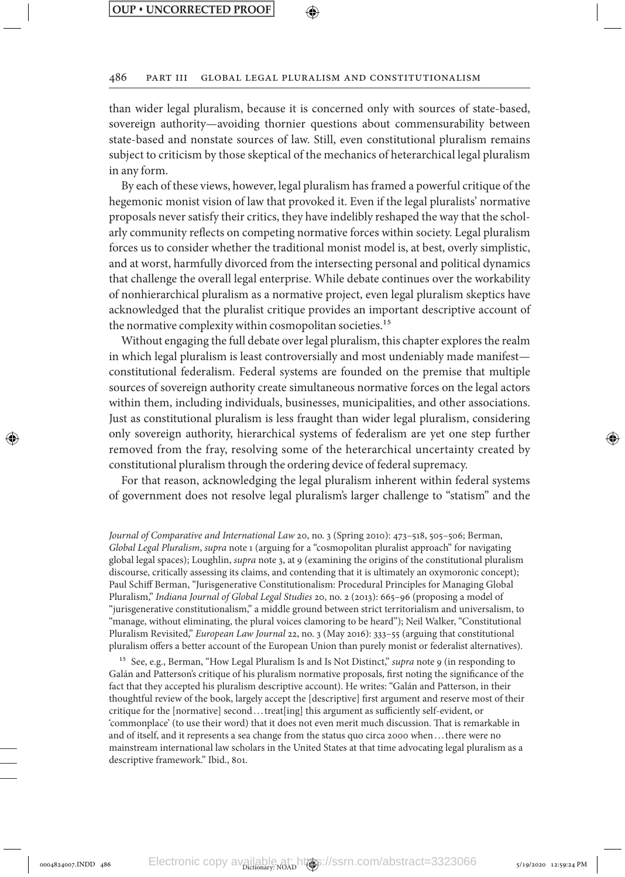than wider legal pluralism, because it is concerned only with sources of state-based, sovereign authority—avoiding thornier questions about commensurability between state-based and nonstate sources of law. Still, even constitutional pluralism remains subject to criticism by those skeptical of the mechanics of heterarchical legal pluralism in any form.

By each of these views, however, legal pluralism has framed a powerful critique of the hegemonic monist vision of law that provoked it. Even if the legal pluralists' normative proposals never satisfy their critics, they have indelibly reshaped the way that the scholarly community reflects on competing normative forces within society. Legal pluralism forces us to consider whether the traditional monist model is, at best, overly simplistic, and at worst, harmfully divorced from the intersecting personal and political dynamics that challenge the overall legal enterprise. While debate continues over the workability of nonhierarchical pluralism as a normative project, even legal pluralism skeptics have acknowledged that the pluralist critique provides an important descriptive account of the normative complexity within cosmopolitan societies.[15]

Without engaging the full debate over legal pluralism, this chapter explores the realm in which legal pluralism is least controversially and most undeniably made manifest—constitutional federalism. Federal systems are founded on the premise that multiple sources of sovereign authority create simultaneous normative forces on the legal actors within them, including individuals, businesses, municipalities, and other associations. Just as constitutional pluralism is less fraught than wider legal pluralism, considering only sovereign authority, hierarchical systems of federalism are yet one step further removed from the fray, resolving some of the heterarchical uncertainty created by constitutional pluralism through the ordering device of federal supremacy.

For that reason, acknowledging the legal pluralism inherent within federal systems of government does not resolve legal pluralism's larger challenge to "statism" and the

*Journal of Comparative and International Law* 20, no. 3 (Spring 2010): 473–518, 505–506; Berman, *Global Legal Pluralism*, *supra* note 1 (arguing for a "cosmopolitan pluralist approach" for navigating global legal spaces); Loughlin, *supra* note 3, at 9 (examining the origins of the constitutional pluralism discourse, critically assessing its claims, and contending that it is ultimately an oxymoronic concept); Paul Schiff Berman, "Jurisgenerative Constitutionalism: Procedural Principles for Managing Global Pluralism," *Indiana Journal of Global Legal Studies* 20, no. 2 (2013): 665–96 (proposing a model of "jurisgenerative constitutionalism," a middle ground between strict territorialism and universalism, to "manage, without eliminating, the plural voices clamoring to be heard"); Neil Walker, "Constitutional Pluralism Revisited," *European Law Journal* 22, no. 3 (May 2016): 333–55 (arguing that constitutional pluralism offers a better account of the European Union than purely monist or federalist alternatives).

[15] See, e.g., Berman, "How Legal Pluralism Is and Is Not Distinct," *supra* note 9 (in responding to Galán and Patterson's critique of his pluralism normative proposals, first noting the significance of the fact that they accepted his pluralism descriptive account). He writes: "Galán and Patterson, in their thoughtful review of the book, largely accept the [descriptive] first argument and reserve most of their critique for the [normative] second . . . treat[ing] this argument as sufficiently self-evident, or 'commonplace' (to use their word) that it does not even merit much discussion. That is remarkable in and of itself, and it represents a sea change from the status quo circa 2000 when . . . there were no mainstream international law scholars in the United States at that time advocating legal pluralism as a descriptive framework." Ibid., 801.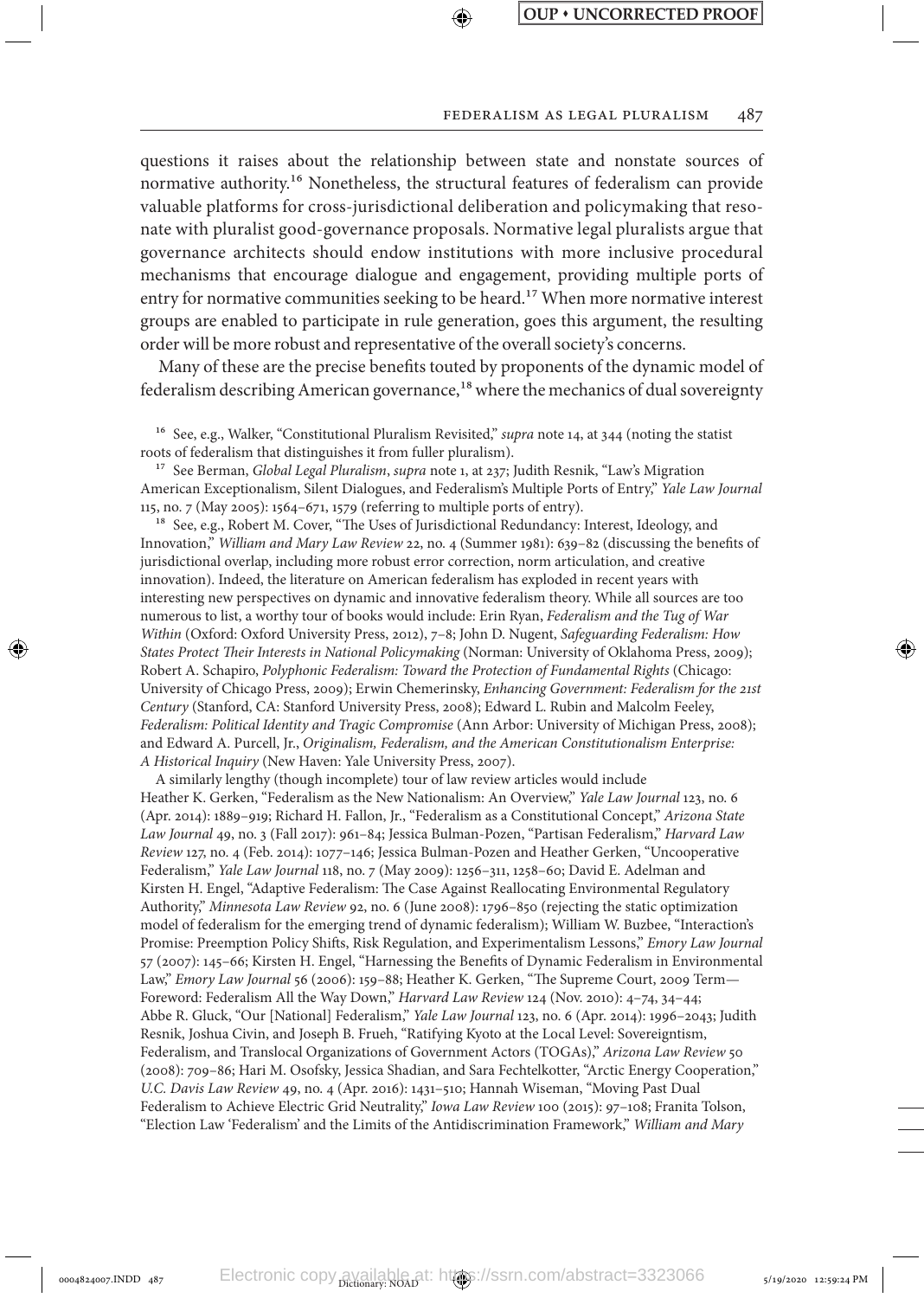questions it raises about the relationship between state and nonstate sources of normative authority.[16] Nonetheless, the structural features of federalism can provide valuable platforms for cross-jurisdictional deliberation and policymaking that resonate with pluralist good-governance proposals. Normative legal pluralists argue that governance architects should endow institutions with more inclusive procedural mechanisms that encourage dialogue and engagement, providing multiple ports of entry for normative communities seeking to be heard.[17] When more normative interest groups are enabled to participate in rule generation, goes this argument, the resulting order will be more robust and representative of the overall society's concerns.

Many of these are the precise benefits touted by proponents of the dynamic model of federalism describing American governance,[18] where the mechanics of dual sovereignty

[16] See, e.g., Walker, "Constitutional Pluralism Revisited," *supra* note 14, at 344 (noting the statist roots of federalism that distinguishes it from fuller pluralism).

[17] See Berman, *Global Legal Pluralism*, *supra* note 1, at 237; Judith Resnik, "Law's Migration American Exceptionalism, Silent Dialogues, and Federalism's Multiple Ports of Entry," *Yale Law Journal* 115, no. 7 (May 2005): 1564–671, 1579 (referring to multiple ports of entry).

[18] See, e.g., Robert M. Cover, "The Uses of Jurisdictional Redundancy: Interest, Ideology, and Innovation," *William and Mary Law Review* 22, no. 4 (Summer 1981): 639–82 (discussing the benefits of jurisdictional overlap, including more robust error correction, norm articulation, and creative innovation). Indeed, the literature on American federalism has exploded in recent years with interesting new perspectives on dynamic and innovative federalism theory. While all sources are too numerous to list, a worthy tour of books would include: Erin Ryan, *Federalism and the Tug of War Within* (Oxford: Oxford University Press, 2012), 7–8; John D. Nugent, *Safeguarding Federalism: How States Protect Their Interests in National Policymaking* (Norman: University of Oklahoma Press, 2009); Robert A. Schapiro, *Polyphonic Federalism: Toward the Protection of Fundamental Rights* (Chicago: University of Chicago Press, 2009); Erwin Chemerinsky, *Enhancing Government: Federalism for the 21st Century* (Stanford, CA: Stanford University Press, 2008); Edward L. Rubin and Malcolm Feeley, *Federalism: Political Identity and Tragic Compromise* (Ann Arbor: University of Michigan Press, 2008); and Edward A. Purcell, Jr., *Originalism, Federalism, and the American Constitutionalism Enterprise: A Historical Inquiry* (New Haven: Yale University Press, 2007).

A similarly lengthy (though incomplete) tour of law review articles would include Heather K. Gerken, "Federalism as the New Nationalism: An Overview," *Yale Law Journal* 123, no. 6 (Apr. 2014): 1889–919; Richard H. Fallon, Jr., "Federalism as a Constitutional Concept," *Arizona State Law Journal* 49, no. 3 (Fall 2017): 961–84; Jessica Bulman-Pozen, "Partisan Federalism," *Harvard Law Review* 127, no. 4 (Feb. 2014): 1077–146; Jessica Bulman-Pozen and Heather Gerken, "Uncooperative Federalism," *Yale Law Journal* 118, no. 7 (May 2009): 1256–311, 1258–60; David E. Adelman and Kirsten H. Engel, "Adaptive Federalism: The Case Against Reallocating Environmental Regulatory Authority," *Minnesota Law Review* 92, no. 6 (June 2008): 1796–850 (rejecting the static optimization model of federalism for the emerging trend of dynamic federalism); William W. Buzbee, "Interaction's Promise: Preemption Policy Shifts, Risk Regulation, and Experimentalism Lessons," *Emory Law Journal* 57 (2007): 145–66; Kirsten H. Engel, "Harnessing the Benefits of Dynamic Federalism in Environmental Law," *Emory Law Journal* 56 (2006): 159–88; Heather K. Gerken, "The Supreme Court, 2009 Term—Foreword: Federalism All the Way Down," *Harvard Law Review* 124 (Nov. 2010): 4–74, 34–44; Abbe R. Gluck, "Our [National] Federalism," *Yale Law Journal* 123, no. 6 (Apr. 2014): 1996–2043; Judith Resnik, Joshua Civin, and Joseph B. Frueh, "Ratifying Kyoto at the Local Level: Sovereigntism, Federalism, and Translocal Organizations of Government Actors (TOGAs)," *Arizona Law Review* 50 (2008): 709–86; Hari M. Osofsky, Jessica Shadian, and Sara Fechtelkotter, "Arctic Energy Cooperation," *U.C. Davis Law Review* 49, no. 4 (Apr. 2016): 1431–510; Hannah Wiseman, "Moving Past Dual Federalism to Achieve Electric Grid Neutrality," *Iowa Law Review* 100 (2015): 97–108; Franita Tolson, "Election Law 'Federalism' and the Limits of the Antidiscrimination Framework," *William and Mary*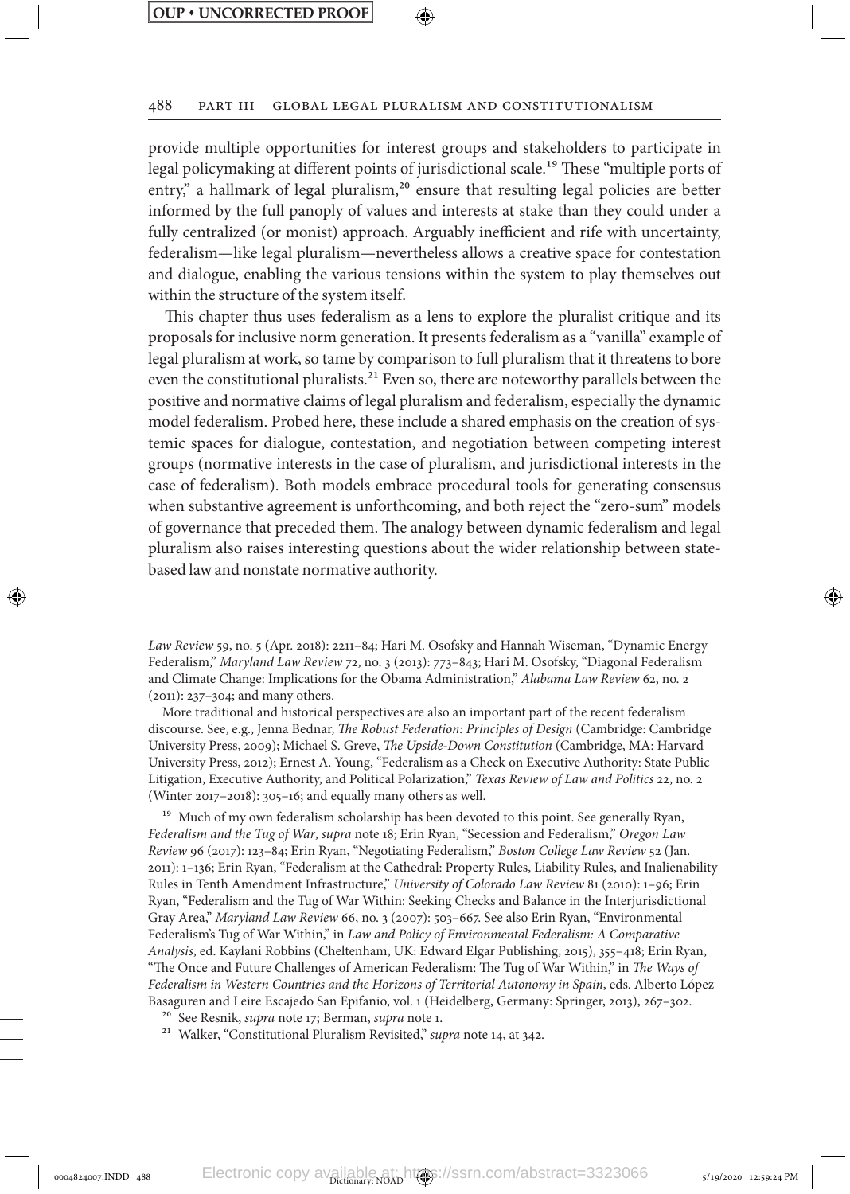provide multiple opportunities for interest groups and stakeholders to participate in legal policymaking at different points of jurisdictional scale.[19] These "multiple ports of entry," a hallmark of legal pluralism,[20] ensure that resulting legal policies are better informed by the full panoply of values and interests at stake than they could under a fully centralized (or monist) approach. Arguably inefficient and rife with uncertainty, federalism—like legal pluralism—nevertheless allows a creative space for contestation and dialogue, enabling the various tensions within the system to play themselves out within the structure of the system itself.

This chapter thus uses federalism as a lens to explore the pluralist critique and its proposals for inclusive norm generation. It presents federalism as a "vanilla" example of legal pluralism at work, so tame by comparison to full pluralism that it threatens to bore even the constitutional pluralists.[21] Even so, there are noteworthy parallels between the positive and normative claims of legal pluralism and federalism, especially the dynamic model federalism. Probed here, these include a shared emphasis on the creation of systemic spaces for dialogue, contestation, and negotiation between competing interest groups (normative interests in the case of pluralism, and jurisdictional interests in the case of federalism). Both models embrace procedural tools for generating consensus when substantive agreement is unforthcoming, and both reject the "zero-sum" models of governance that preceded them. The analogy between dynamic federalism and legal pluralism also raises interesting questions about the wider relationship between state-based law and nonstate normative authority.

---

*Law Review* 59, no. 5 (Apr. 2018): 2211–84; Hari M. Osofsky and Hannah Wiseman, "Dynamic Energy Federalism," *Maryland Law Review* 72, no. 3 (2013): 773–843; Hari M. Osofsky, "Diagonal Federalism and Climate Change: Implications for the Obama Administration," *Alabama Law Review* 62, no. 2 (2011): 237–304; and many others.

More traditional and historical perspectives are also an important part of the recent federalism discourse. See, e.g., Jenna Bednar, *The Robust Federation: Principles of Design* (Cambridge: Cambridge University Press, 2009); Michael S. Greve, *The Upside-Down Constitution* (Cambridge, MA: Harvard University Press, 2012); Ernest A. Young, "Federalism as a Check on Executive Authority: State Public Litigation, Executive Authority, and Political Polarization," *Texas Review of Law and Politics* 22, no. 2 (Winter 2017–2018): 305–16; and equally many others as well.

[19] Much of my own federalism scholarship has been devoted to this point. See generally Ryan, *Federalism and the Tug of War*, *supra* note 18; Erin Ryan, "Secession and Federalism," *Oregon Law Review* 96 (2017): 123–84; Erin Ryan, "Negotiating Federalism," *Boston College Law Review* 52 (Jan. 2011): 1–136; Erin Ryan, "Federalism at the Cathedral: Property Rules, Liability Rules, and Inalienability Rules in Tenth Amendment Infrastructure," *University of Colorado Law Review* 81 (2010): 1–96; Erin Ryan, "Federalism and the Tug of War Within: Seeking Checks and Balance in the Interjurisdictional Gray Area," *Maryland Law Review* 66, no. 3 (2007): 503–667. See also Erin Ryan, "Environmental Federalism's Tug of War Within," in *Law and Policy of Environmental Federalism: A Comparative Analysis*, ed. Kaylani Robbins (Cheltenham, UK: Edward Elgar Publishing, 2015), 355–418; Erin Ryan, "The Once and Future Challenges of American Federalism: The Tug of War Within," in *The Ways of Federalism in Western Countries and the Horizons of Territorial Autonomy in Spain*, eds. Alberto López Basaguren and Leire Escajedo San Epifanio, vol. 1 (Heidelberg, Germany: Springer, 2013), 267–302.

[20] See Resnik, *supra* note 17; Berman, *supra* note 1.

[21] Walker, "Constitutional Pluralism Revisited," *supra* note 14, at 342.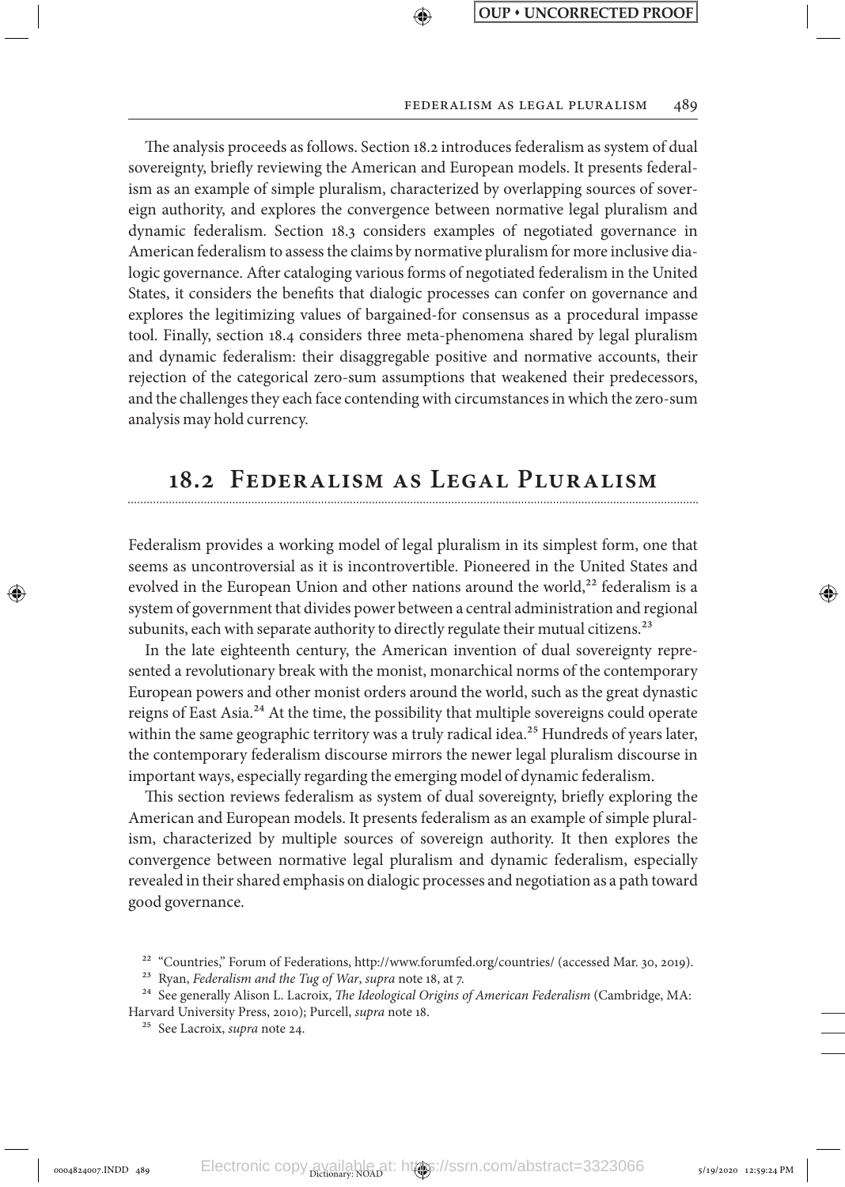The analysis proceeds as follows. Section 18.2 introduces federalism as system of dual sovereignty, briefly reviewing the American and European models. It presents federalism as an example of simple pluralism, characterized by overlapping sources of sovereign authority, and explores the convergence between normative legal pluralism and dynamic federalism. Section 18.3 considers examples of negotiated governance in American federalism to assess the claims by normative pluralism for more inclusive dialogic governance. After cataloging various forms of negotiated federalism in the United States, it considers the benefits that dialogic processes can confer on governance and explores the legitimizing values of bargained-for consensus as a procedural impasse tool. Finally, section 18.4 considers three meta-phenomena shared by legal pluralism and dynamic federalism: their disaggregable positive and normative accounts, their rejection of the categorical zero-sum assumptions that weakened their predecessors, and the challenges they each face contending with circumstances in which the zero-sum analysis may hold currency.

## 18.2 Federalism as Legal Pluralism

Federalism provides a working model of legal pluralism in its simplest form, one that seems as uncontroversial as it is incontrovertible. Pioneered in the United States and evolved in the European Union and other nations around the world,[22] federalism is a system of government that divides power between a central administration and regional subunits, each with separate authority to directly regulate their mutual citizens.[23]

In the late eighteenth century, the American invention of dual sovereignty represented a revolutionary break with the monist, monarchical norms of the contemporary European powers and other monist orders around the world, such as the great dynastic reigns of East Asia.[24] At the time, the possibility that multiple sovereigns could operate within the same geographic territory was a truly radical idea.[25] Hundreds of years later, the contemporary federalism discourse mirrors the newer legal pluralism discourse in important ways, especially regarding the emerging model of dynamic federalism.

This section reviews federalism as system of dual sovereignty, briefly exploring the American and European models. It presents federalism as an example of simple pluralism, characterized by multiple sources of sovereign authority. It then explores the convergence between normative legal pluralism and dynamic federalism, especially revealed in their shared emphasis on dialogic processes and negotiation as a path toward good governance.

[22] "Countries," Forum of Federations, http://www.forumfed.org/countries/ (accessed Mar. 30, 2019).

[23] Ryan, *Federalism and the Tug of War*, *supra* note 18, at 7.

[24] See generally Alison L. Lacroix, *The Ideological Origins of American Federalism* (Cambridge, MA: Harvard University Press, 2010); Purcell, *supra* note 18.

[25] See Lacroix, *supra* note 24.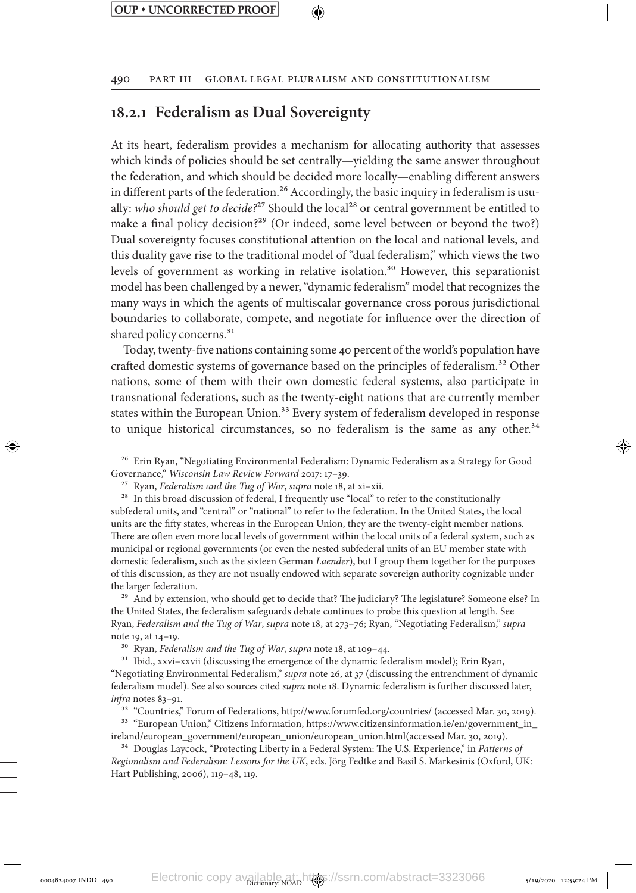## 18.2.1 Federalism as Dual Sovereignty

At its heart, federalism provides a mechanism for allocating authority that assesses which kinds of policies should be set centrally—yielding the same answer throughout the federation, and which should be decided more locally—enabling different answers in different parts of the federation.[26] Accordingly, the basic inquiry in federalism is usually: *who should get to decide?*[27] Should the local[28] or central government be entitled to make a final policy decision?[29] (Or indeed, some level between or beyond the two?) Dual sovereignty focuses constitutional attention on the local and national levels, and this duality gave rise to the traditional model of "dual federalism," which views the two levels of government as working in relative isolation.[30] However, this separationist model has been challenged by a newer, "dynamic federalism" model that recognizes the many ways in which the agents of multiscalar governance cross porous jurisdictional boundaries to collaborate, compete, and negotiate for influence over the direction of shared policy concerns.[31]

Today, twenty-five nations containing some 40 percent of the world's population have crafted domestic systems of governance based on the principles of federalism.[32] Other nations, some of them with their own domestic federal systems, also participate in transnational federations, such as the twenty-eight nations that are currently member states within the European Union.[33] Every system of federalism developed in response to unique historical circumstances, so no federalism is the same as any other.[34]

[26] Erin Ryan, "Negotiating Environmental Federalism: Dynamic Federalism as a Strategy for Good Governance," *Wisconsin Law Review Forward* 2017: 17–39.

[27] Ryan, *Federalism and the Tug of War*, *supra* note 18, at xi–xii.

[28] In this broad discussion of federal, I frequently use "local" to refer to the constitutionally subfederal units, and "central" or "national" to refer to the federation. In the United States, the local units are the fifty states, whereas in the European Union, they are the twenty-eight member nations. There are often even more local levels of government within the local units of a federal system, such as municipal or regional governments (or even the nested subfederal units of an EU member state with domestic federalism, such as the sixteen German *Laender*), but I group them together for the purposes of this discussion, as they are not usually endowed with separate sovereign authority cognizable under the larger federation.

[29] And by extension, who should get to decide that? The judiciary? The legislature? Someone else? In the United States, the federalism safeguards debate continues to probe this question at length. See Ryan, *Federalism and the Tug of War*, *supra* note 18, at 273–76; Ryan, "Negotiating Federalism," *supra* note 19, at 14–19.

[30] Ryan, *Federalism and the Tug of War*, *supra* note 18, at 109–44.

[31] Ibid., xxvi–xxvii (discussing the emergence of the dynamic federalism model); Erin Ryan, "Negotiating Environmental Federalism," *supra* note 26, at 37 (discussing the entrenchment of dynamic federalism model). See also sources cited *supra* note 18. Dynamic federalism is further discussed later, *infra* notes 83–91.

[32] "Countries," Forum of Federations, http://www.forumfed.org/countries/ (accessed Mar. 30, 2019).

[33] "European Union," Citizens Information, https://www.citizensinformation.ie/en/government_in_ireland/european_government/european_union/european_union.html(accessed Mar. 30, 2019).

[34] Douglas Laycock, "Protecting Liberty in a Federal System: The U.S. Experience," in *Patterns of Regionalism and Federalism: Lessons for the UK*, eds. Jörg Fedtke and Basil S. Markesinis (Oxford, UK: Hart Publishing, 2006), 119–48, 119.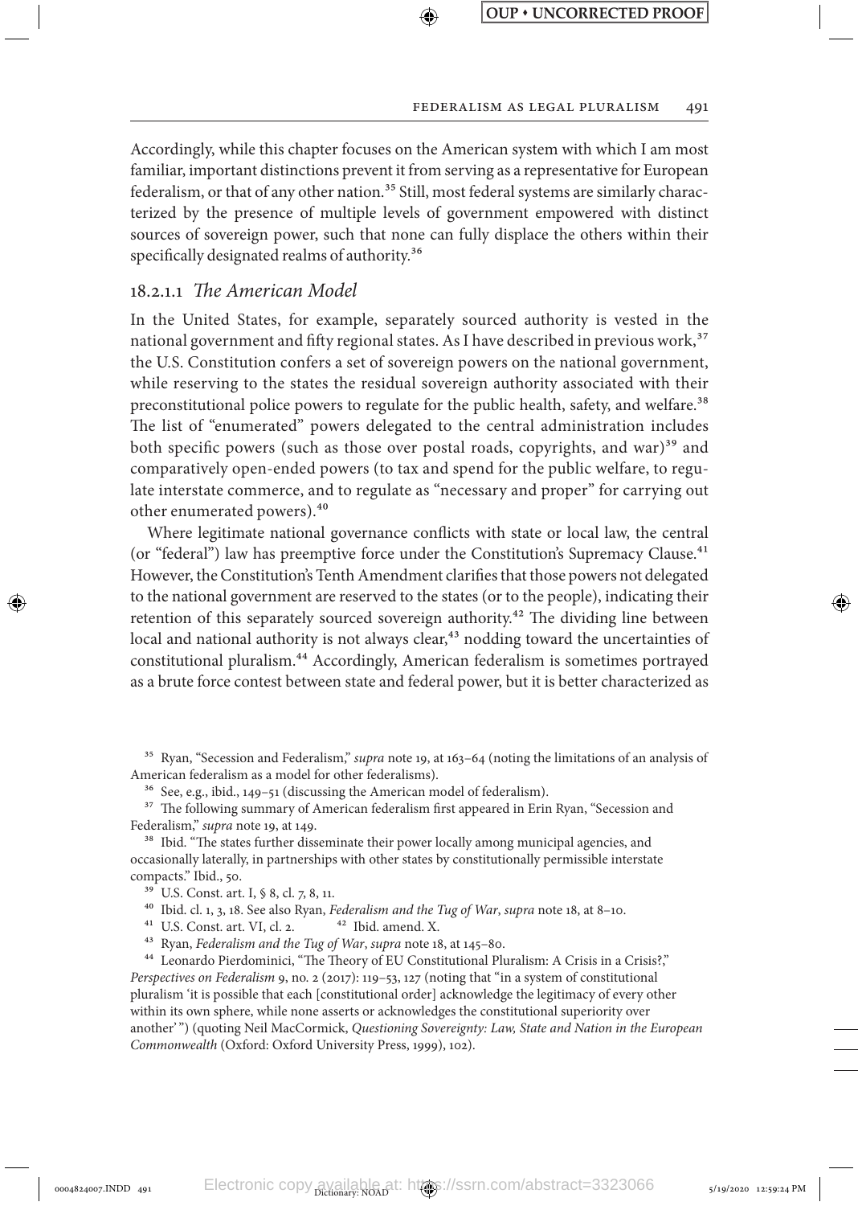Accordingly, while this chapter focuses on the American system with which I am most familiar, important distinctions prevent it from serving as a representative for European federalism, or that of any other nation.[35] Still, most federal systems are similarly characterized by the presence of multiple levels of government empowered with distinct sources of sovereign power, such that none can fully displace the others within their specifically designated realms of authority.[36]

### 18.2.1.1 *The American Model*

In the United States, for example, separately sourced authority is vested in the national government and fifty regional states. As I have described in previous work,[37] the U.S. Constitution confers a set of sovereign powers on the national government, while reserving to the states the residual sovereign authority associated with their preconstitutional police powers to regulate for the public health, safety, and welfare.[38] The list of "enumerated" powers delegated to the central administration includes both specific powers (such as those over postal roads, copyrights, and war)[39] and comparatively open-ended powers (to tax and spend for the public welfare, to regulate interstate commerce, and to regulate as "necessary and proper" for carrying out other enumerated powers).[40]

Where legitimate national governance conflicts with state or local law, the central (or "federal") law has preemptive force under the Constitution's Supremacy Clause.[41] However, the Constitution's Tenth Amendment clarifies that those powers not delegated to the national government are reserved to the states (or to the people), indicating their retention of this separately sourced sovereign authority.[42] The dividing line between local and national authority is not always clear,[43] nodding toward the uncertainties of constitutional pluralism.[44] Accordingly, American federalism is sometimes portrayed as a brute force contest between state and federal power, but it is better characterized as

---

[35] Ryan, "Secession and Federalism," *supra* note 19, at 163–64 (noting the limitations of an analysis of American federalism as a model for other federalisms).

[36] See, e.g., ibid., 149–51 (discussing the American model of federalism).

[37] The following summary of American federalism first appeared in Erin Ryan, "Secession and Federalism," *supra* note 19, at 149.

[38] Ibid. "The states further disseminate their power locally among municipal agencies, and occasionally laterally, in partnerships with other states by constitutionally permissible interstate compacts." Ibid., 50.

[39] U.S. Const. art. I, § 8, cl. 7, 8, 11.

[40] Ibid. cl. 1, 3, 18. See also Ryan, *Federalism and the Tug of War*, *supra* note 18, at 8–10.

[41] U.S. Const. art. VI, cl. 2.

[42] Ibid. amend. X.

[43] Ryan, *Federalism and the Tug of War*, *supra* note 18, at 145–80.

[44] Leonardo Pierdominici, "The Theory of EU Constitutional Pluralism: A Crisis in a Crisis?," *Perspectives on Federalism* 9, no. 2 (2017): 119–53, 127 (noting that "in a system of constitutional pluralism 'it is possible that each [constitutional order] acknowledge the legitimacy of every other within its own sphere, while none asserts or acknowledges the constitutional superiority over another'") (quoting Neil MacCormick, *Questioning Sovereignty: Law, State and Nation in the European Commonwealth* (Oxford: Oxford University Press, 1999), 102).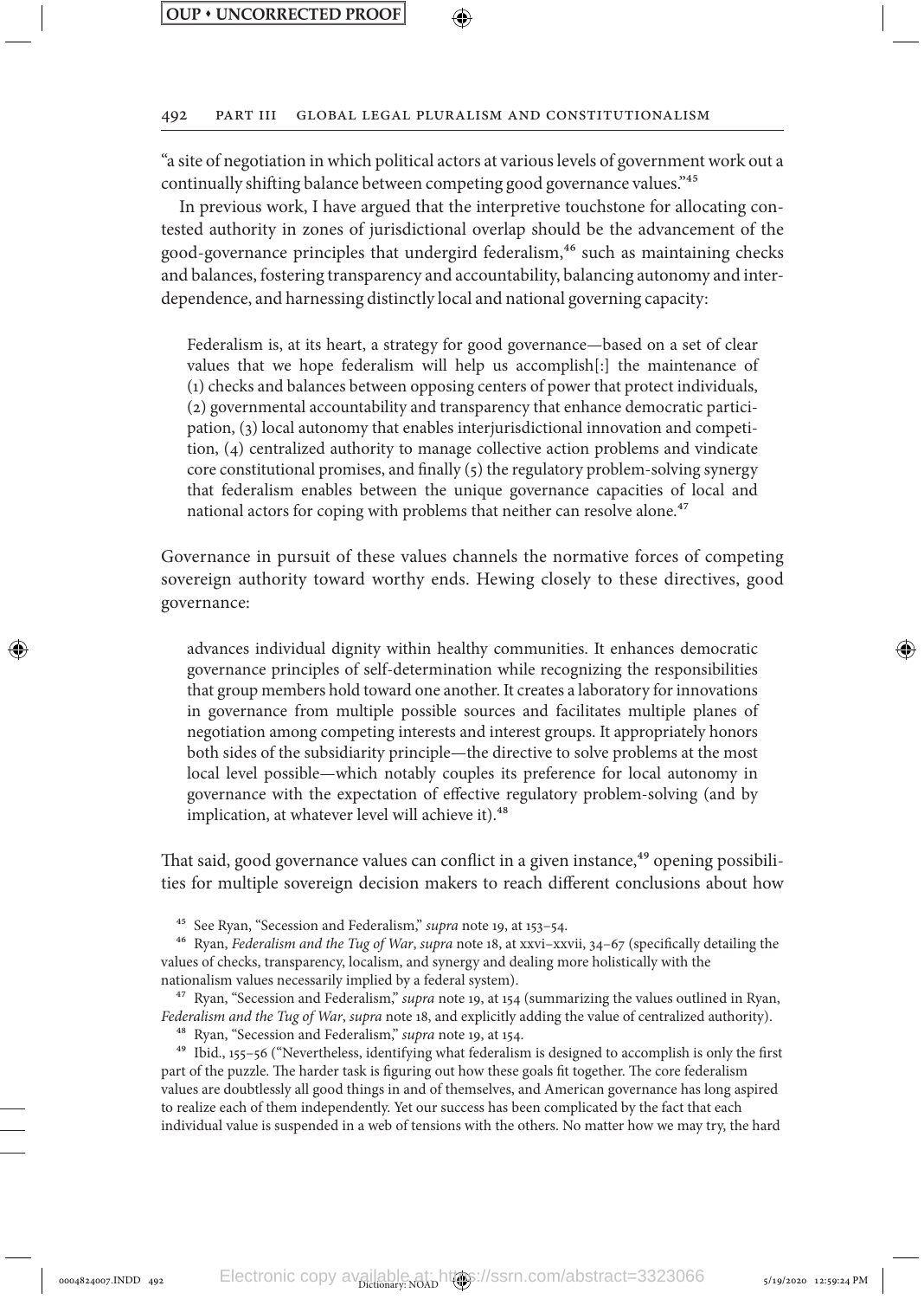"a site of negotiation in which political actors at various levels of government work out a continually shifting balance between competing good governance values."[45]

In previous work, I have argued that the interpretive touchstone for allocating contested authority in zones of jurisdictional overlap should be the advancement of the good-governance principles that undergird federalism,[46] such as maintaining checks and balances, fostering transparency and accountability, balancing autonomy and interdependence, and harnessing distinctly local and national governing capacity:

> Federalism is, at its heart, a strategy for good governance—based on a set of clear values that we hope federalism will help us accomplish[:] the maintenance of (1) checks and balances between opposing centers of power that protect individuals, (2) governmental accountability and transparency that enhance democratic participation, (3) local autonomy that enables interjurisdictional innovation and competition, (4) centralized authority to manage collective action problems and vindicate core constitutional promises, and finally (5) the regulatory problem-solving synergy that federalism enables between the unique governance capacities of local and national actors for coping with problems that neither can resolve alone.[47]

Governance in pursuit of these values channels the normative forces of competing sovereign authority toward worthy ends. Hewing closely to these directives, good governance:

> advances individual dignity within healthy communities. It enhances democratic governance principles of self-determination while recognizing the responsibilities that group members hold toward one another. It creates a laboratory for innovations in governance from multiple possible sources and facilitates multiple planes of negotiation among competing interests and interest groups. It appropriately honors both sides of the subsidiarity principle—the directive to solve problems at the most local level possible—which notably couples its preference for local autonomy in governance with the expectation of effective regulatory problem-solving (and by implication, at whatever level will achieve it).[48]

That said, good governance values can conflict in a given instance,[49] opening possibilities for multiple sovereign decision makers to reach different conclusions about how

---

[45] See Ryan, "Secession and Federalism," *supra* note 19, at 153–54.

[46] Ryan, *Federalism and the Tug of War*, *supra* note 18, at xxvi–xxvii, 34–67 (specifically detailing the values of checks, transparency, localism, and synergy and dealing more holistically with the nationalism values necessarily implied by a federal system).

[47] Ryan, "Secession and Federalism," *supra* note 19, at 154 (summarizing the values outlined in Ryan, *Federalism and the Tug of War*, *supra* note 18, and explicitly adding the value of centralized authority).

[48] Ryan, "Secession and Federalism," *supra* note 19, at 154.

[49] Ibid., 155–56 ("Nevertheless, identifying what federalism is designed to accomplish is only the first part of the puzzle. The harder task is figuring out how these goals fit together. The core federalism values are doubtlessly all good things in and of themselves, and American governance has long aspired to realize each of them independently. Yet our success has been complicated by the fact that each individual value is suspended in a web of tensions with the others. No matter how we may try, the hard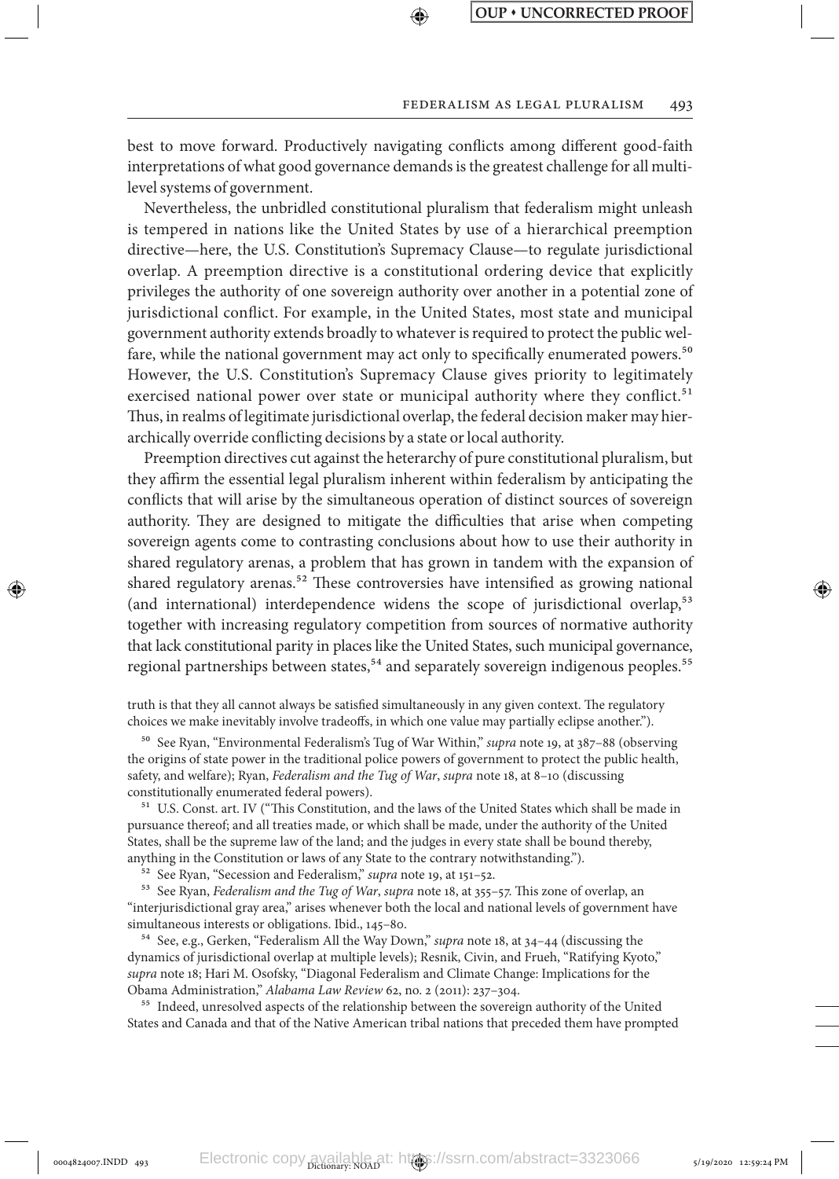best to move forward. Productively navigating conflicts among different good-faith interpretations of what good governance demands is the greatest challenge for all multi-level systems of government.

Nevertheless, the unbridled constitutional pluralism that federalism might unleash is tempered in nations like the United States by use of a hierarchical preemption directive—here, the U.S. Constitution's Supremacy Clause—to regulate jurisdictional overlap. A preemption directive is a constitutional ordering device that explicitly privileges the authority of one sovereign authority over another in a potential zone of jurisdictional conflict. For example, in the United States, most state and municipal government authority extends broadly to whatever is required to protect the public welfare, while the national government may act only to specifically enumerated powers.[50] However, the U.S. Constitution's Supremacy Clause gives priority to legitimately exercised national power over state or municipal authority where they conflict.[51] Thus, in realms of legitimate jurisdictional overlap, the federal decision maker may hierarchically override conflicting decisions by a state or local authority.

Preemption directives cut against the heterarchy of pure constitutional pluralism, but they affirm the essential legal pluralism inherent within federalism by anticipating the conflicts that will arise by the simultaneous operation of distinct sources of sovereign authority. They are designed to mitigate the difficulties that arise when competing sovereign agents come to contrasting conclusions about how to use their authority in shared regulatory arenas, a problem that has grown in tandem with the expansion of shared regulatory arenas.[52] These controversies have intensified as growing national (and international) interdependence widens the scope of jurisdictional overlap,[53] together with increasing regulatory competition from sources of normative authority that lack constitutional parity in places like the United States, such municipal governance, regional partnerships between states,[54] and separately sovereign indigenous peoples.[55]

truth is that they all cannot always be satisfied simultaneously in any given context. The regulatory choices we make inevitably involve tradeoffs, in which one value may partially eclipse another.").

[50] See Ryan, "Environmental Federalism's Tug of War Within," *supra* note 19, at 387–88 (observing the origins of state power in the traditional police powers of government to protect the public health, safety, and welfare); Ryan, *Federalism and the Tug of War*, *supra* note 18, at 8–10 (discussing constitutionally enumerated federal powers).

[51] U.S. Const. art. IV ("This Constitution, and the laws of the United States which shall be made in pursuance thereof; and all treaties made, or which shall be made, under the authority of the United States, shall be the supreme law of the land; and the judges in every state shall be bound thereby, anything in the Constitution or laws of any State to the contrary notwithstanding.").

[52] See Ryan, "Secession and Federalism," *supra* note 19, at 151–52.

[53] See Ryan, *Federalism and the Tug of War*, *supra* note 18, at 355–57. This zone of overlap, an "interjurisdictional gray area," arises whenever both the local and national levels of government have simultaneous interests or obligations. Ibid., 145–80.

[54] See, e.g., Gerken, "Federalism All the Way Down," *supra* note 18, at 34–44 (discussing the dynamics of jurisdictional overlap at multiple levels); Resnik, Civin, and Frueh, "Ratifying Kyoto," *supra* note 18; Hari M. Osofsky, "Diagonal Federalism and Climate Change: Implications for the Obama Administration," *Alabama Law Review* 62, no. 2 (2011): 237–304.

[55] Indeed, unresolved aspects of the relationship between the sovereign authority of the United States and Canada and that of the Native American tribal nations that preceded them have prompted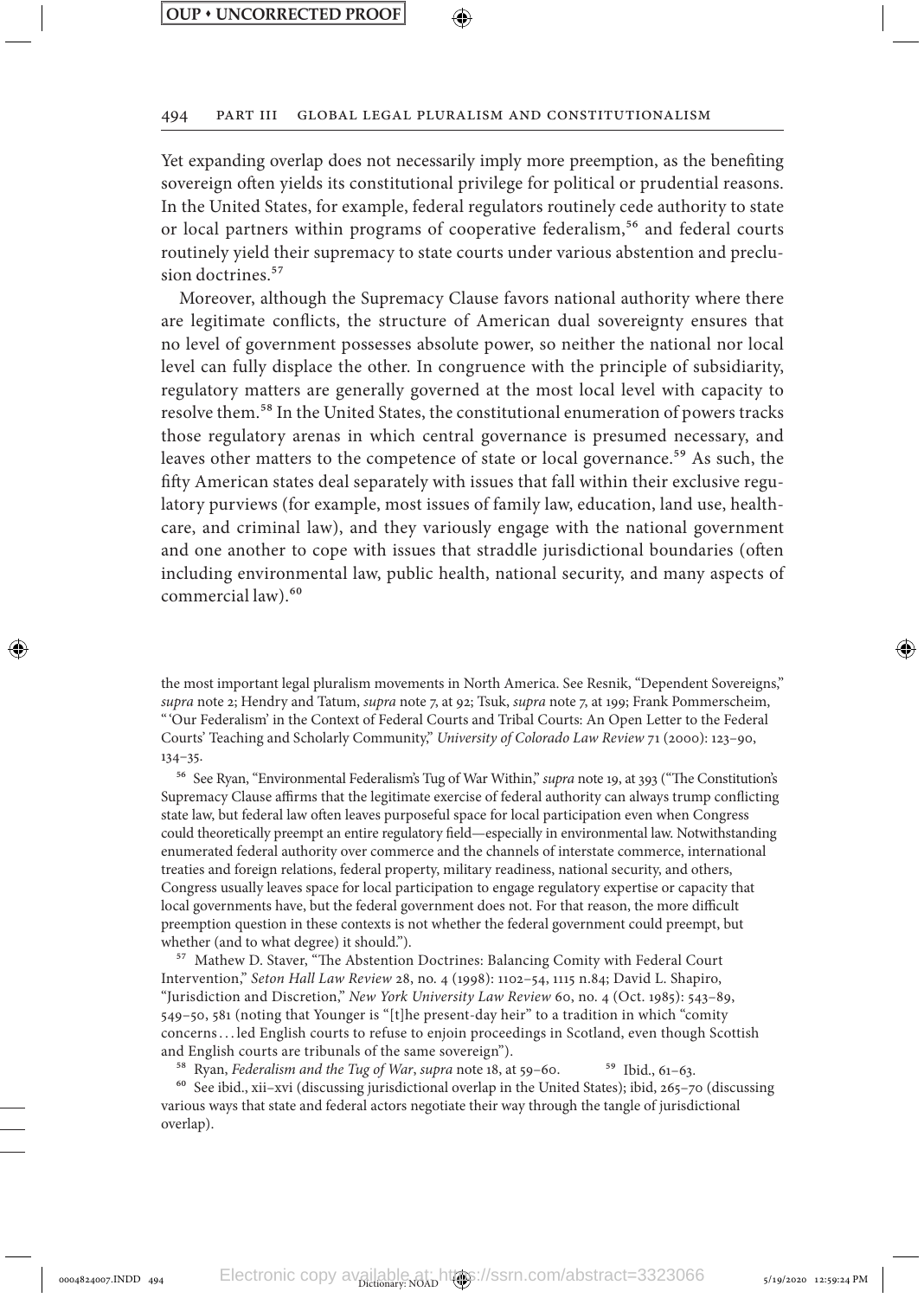Yet expanding overlap does not necessarily imply more preemption, as the benefiting sovereign often yields its constitutional privilege for political or prudential reasons. In the United States, for example, federal regulators routinely cede authority to state or local partners within programs of cooperative federalism,[56] and federal courts routinely yield their supremacy to state courts under various abstention and preclusion doctrines.[57]

Moreover, although the Supremacy Clause favors national authority where there are legitimate conflicts, the structure of American dual sovereignty ensures that no level of government possesses absolute power, so neither the national nor local level can fully displace the other. In congruence with the principle of subsidiarity, regulatory matters are generally governed at the most local level with capacity to resolve them.[58] In the United States, the constitutional enumeration of powers tracks those regulatory arenas in which central governance is presumed necessary, and leaves other matters to the competence of state or local governance.[59] As such, the fifty American states deal separately with issues that fall within their exclusive regulatory purviews (for example, most issues of family law, education, land use, healthcare, and criminal law), and they variously engage with the national government and one another to cope with issues that straddle jurisdictional boundaries (often including environmental law, public health, national security, and many aspects of commercial law).[60]

---

the most important legal pluralism movements in North America. See Resnik, "Dependent Sovereigns," *supra* note 2; Hendry and Tatum, *supra* note 7, at 92; Tsuk, *supra* note 7, at 199; Frank Pommersheim, "'Our Federalism' in the Context of Federal Courts and Tribal Courts: An Open Letter to the Federal Courts' Teaching and Scholarly Community," *University of Colorado Law Review* 71 (2000): 123–90, 134–35.

[56] See Ryan, "Environmental Federalism's Tug of War Within," *supra* note 19, at 393 ("The Constitution's Supremacy Clause affirms that the legitimate exercise of federal authority can always trump conflicting state law, but federal law often leaves purposeful space for local participation even when Congress could theoretically preempt an entire regulatory field—especially in environmental law. Notwithstanding enumerated federal authority over commerce and the channels of interstate commerce, international treaties and foreign relations, federal property, military readiness, national security, and others, Congress usually leaves space for local participation to engage regulatory expertise or capacity that local governments have, but the federal government does not. For that reason, the more difficult preemption question in these contexts is not whether the federal government could preempt, but whether (and to what degree) it should.").

[57] Mathew D. Staver, "The Abstention Doctrines: Balancing Comity with Federal Court Intervention," *Seton Hall Law Review* 28, no. 4 (1998): 1102–54, 1115 n.84; David L. Shapiro, "Jurisdiction and Discretion," *New York University Law Review* 60, no. 4 (Oct. 1985): 543–89, 549–50, 581 (noting that Younger is "[t]he present-day heir" to a tradition in which "comity concerns . . . led English courts to refuse to enjoin proceedings in Scotland, even though Scottish and English courts are tribunals of the same sovereign").

[58] Ryan, *Federalism and the Tug of War*, *supra* note 18, at 59–60.

[59] Ibid., 61–63.

[60] See ibid., xii–xvi (discussing jurisdictional overlap in the United States); ibid, 265–70 (discussing various ways that state and federal actors negotiate their way through the tangle of jurisdictional overlap).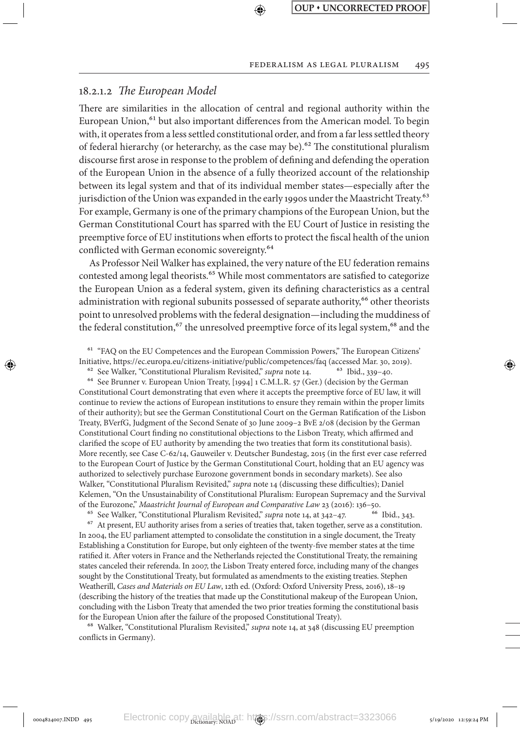### 18.2.1.2 *The European Model*

There are similarities in the allocation of central and regional authority within the European Union,[61] but also important differences from the American model. To begin with, it operates from a less settled constitutional order, and from a far less settled theory of federal hierarchy (or heterarchy, as the case may be).[62] The constitutional pluralism discourse first arose in response to the problem of defining and defending the operation of the European Union in the absence of a fully theorized account of the relationship between its legal system and that of its individual member states—especially after the jurisdiction of the Union was expanded in the early 1990s under the Maastricht Treaty.[63] For example, Germany is one of the primary champions of the European Union, but the German Constitutional Court has sparred with the EU Court of Justice in resisting the preemptive force of EU institutions when efforts to protect the fiscal health of the union conflicted with German economic sovereignty.[64]

As Professor Neil Walker has explained, the very nature of the EU federation remains contested among legal theorists.[65] While most commentators are satisfied to categorize the European Union as a federal system, given its defining characteristics as a central administration with regional subunits possessed of separate authority,[66] other theorists point to unresolved problems with the federal designation—including the muddiness of the federal constitution,[67] the unresolved preemptive force of its legal system,[68] and the

---

[61] "FAQ on the EU Competences and the European Commission Powers," The European Citizens' Initiative, https://ec.europa.eu/citizens-initiative/public/competences/faq (accessed Mar. 30, 2019).

[62] See Walker, "Constitutional Pluralism Revisited," *supra* note 14.

[63] Ibid., 339–40.

[64] See Brunner v. European Union Treaty, [1994] 1 C.M.L.R. 57 (Ger.) (decision by the German Constitutional Court demonstrating that even where it accepts the preemptive force of EU law, it will continue to review the actions of European institutions to ensure they remain within the proper limits of their authority); but see the German Constitutional Court on the German Ratification of the Lisbon Treaty, BVerfG, Judgment of the Second Senate of 30 June 2009–2 BvE 2/08 (decision by the German Constitutional Court finding no constitutional objections to the Lisbon Treaty, which affirmed and clarified the scope of EU authority by amending the two treaties that form its constitutional basis). More recently, see Case C-62/14, Gauweiler v. Deutscher Bundestag, 2015 (in the first ever case referred to the European Court of Justice by the German Constitutional Court, holding that an EU agency was authorized to selectively purchase Eurozone government bonds in secondary markets). See also Walker, "Constitutional Pluralism Revisited," *supra* note 14 (discussing these difficulties); Daniel Kelemen, "On the Unsustainability of Constitutional Pluralism: European Supremacy and the Survival of the Eurozone," *Maastricht Journal of European and Comparative Law* 23 (2016): 136–50.

[65] See Walker, "Constitutional Pluralism Revisited," *supra* note 14, at 342–47.

[66] Ibid., 343.

[67] At present, EU authority arises from a series of treaties that, taken together, serve as a constitution. In 2004, the EU parliament attempted to consolidate the constitution in a single document, the Treaty Establishing a Constitution for Europe, but only eighteen of the twenty-five member states at the time ratified it. After voters in France and the Netherlands rejected the Constitutional Treaty, the remaining states canceled their referenda. In 2007, the Lisbon Treaty entered force, including many of the changes sought by the Constitutional Treaty, but formulated as amendments to the existing treaties. Stephen Weatherill, *Cases and Materials on EU Law*, 12th ed. (Oxford: Oxford University Press, 2016), 18–19 (describing the history of the treaties that made up the Constitutional makeup of the European Union, concluding with the Lisbon Treaty that amended the two prior treaties forming the constitutional basis for the European Union after the failure of the proposed Constitutional Treaty).

[68] Walker, "Constitutional Pluralism Revisited," *supra* note 14, at 348 (discussing EU preemption conflicts in Germany).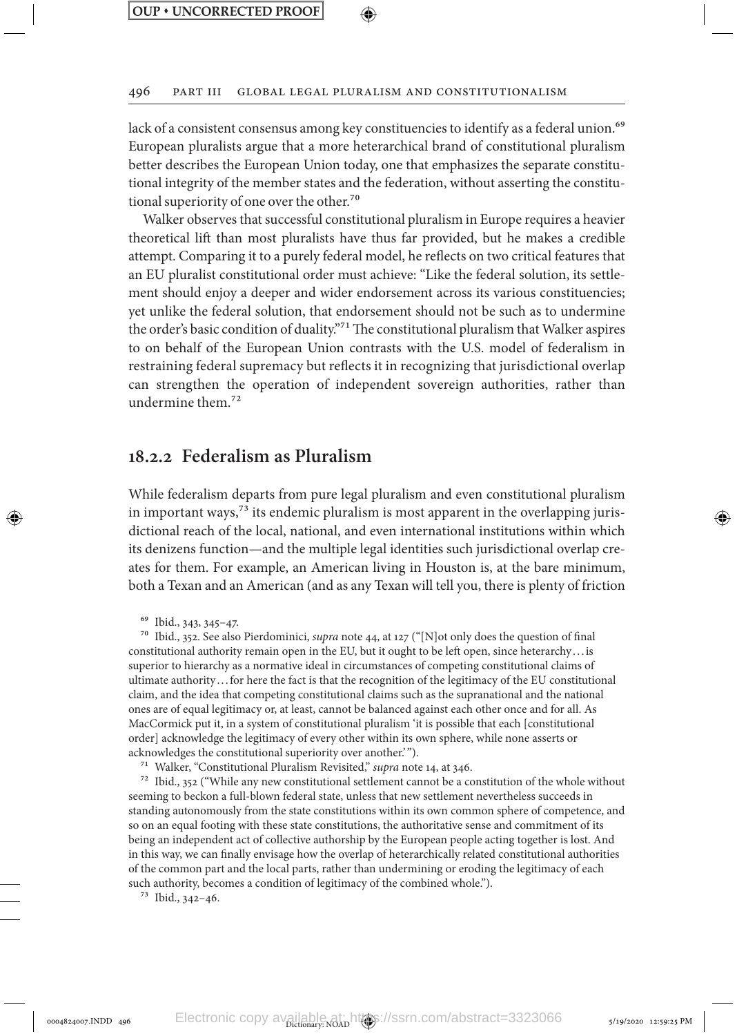lack of a consistent consensus among key constituencies to identify as a federal union.[69] European pluralists argue that a more heterarchical brand of constitutional pluralism better describes the European Union today, one that emphasizes the separate constitutional integrity of the member states and the federation, without asserting the constitutional superiority of one over the other.[70]

Walker observes that successful constitutional pluralism in Europe requires a heavier theoretical lift than most pluralists have thus far provided, but he makes a credible attempt. Comparing it to a purely federal model, he reflects on two critical features that an EU pluralist constitutional order must achieve: "Like the federal solution, its settlement should enjoy a deeper and wider endorsement across its various constituencies; yet unlike the federal solution, that endorsement should not be such as to undermine the order's basic condition of duality."[71] The constitutional pluralism that Walker aspires to on behalf of the European Union contrasts with the U.S. model of federalism in restraining federal supremacy but reflects it in recognizing that jurisdictional overlap can strengthen the operation of independent sovereign authorities, rather than undermine them.[72]

## 18.2.2 Federalism as Pluralism

While federalism departs from pure legal pluralism and even constitutional pluralism in important ways,[73] its endemic pluralism is most apparent in the overlapping jurisdictional reach of the local, national, and even international institutions within which its denizens function—and the multiple legal identities such jurisdictional overlap creates for them. For example, an American living in Houston is, at the bare minimum, both a Texan and an American (and as any Texan will tell you, there is plenty of friction

[69] Ibid., 343, 345–47.

[70] Ibid., 352. See also Pierdominici, *supra* note 44, at 127 ("[N]ot only does the question of final constitutional authority remain open in the EU, but it ought to be left open, since heterarchy . . . is superior to hierarchy as a normative ideal in circumstances of competing constitutional claims of ultimate authority . . . for here the fact is that the recognition of the legitimacy of the EU constitutional claim, and the idea that competing constitutional claims such as the supranational and the national ones are of equal legitimacy or, at least, cannot be balanced against each other once and for all. As MacCormick put it, in a system of constitutional pluralism 'it is possible that each [constitutional order] acknowledge the legitimacy of every other within its own sphere, while none asserts or acknowledges the constitutional superiority over another.' ").

[71] Walker, "Constitutional Pluralism Revisited," *supra* note 14, at 346.

[72] Ibid., 352 ("While any new constitutional settlement cannot be a constitution of the whole without seeming to beckon a full-blown federal state, unless that new settlement nevertheless succeeds in standing autonomously from the state constitutions within its own common sphere of competence, and so on an equal footing with these state constitutions, the authoritative sense and commitment of its being an independent act of collective authorship by the European people acting together is lost. And in this way, we can finally envisage how the overlap of heterarchically related constitutional authorities of the common part and the local parts, rather than undermining or eroding the legitimacy of each such authority, becomes a condition of legitimacy of the combined whole.").

[73] Ibid., 342–46.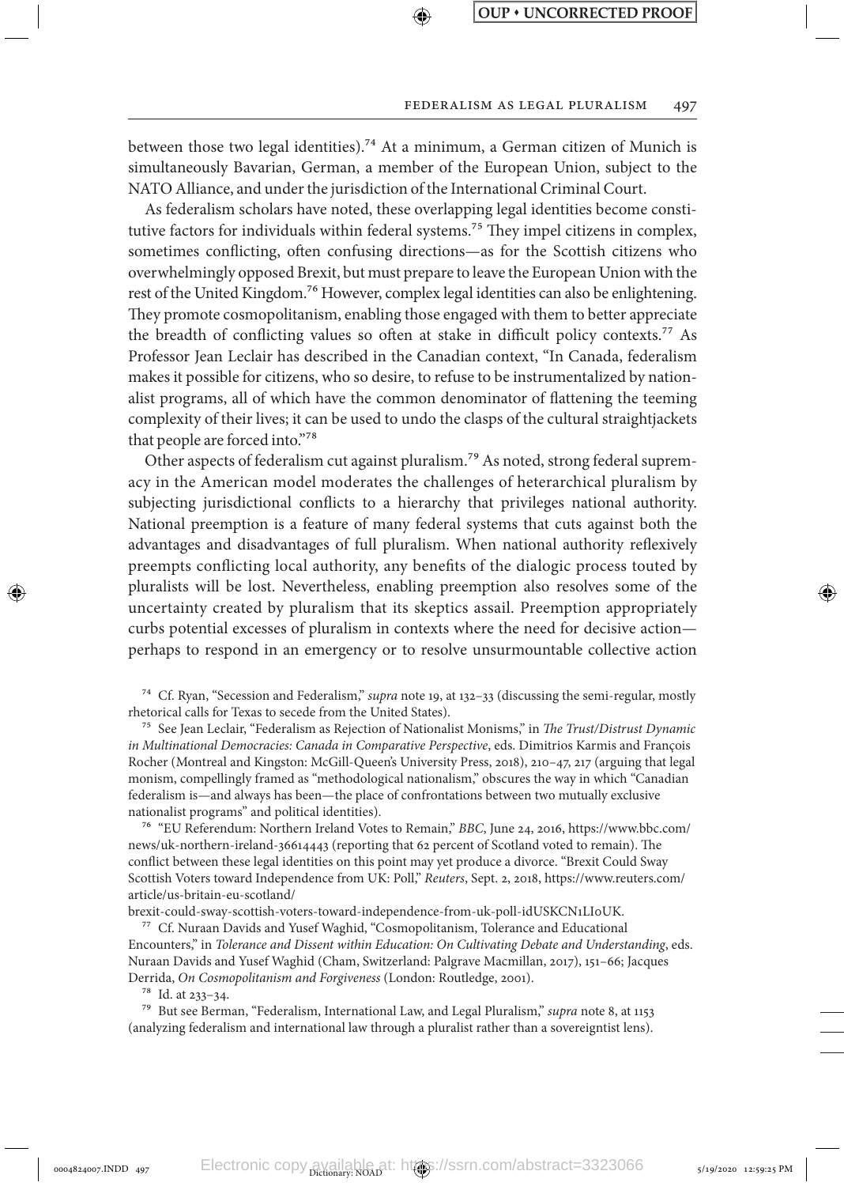between those two legal identities).[74] At a minimum, a German citizen of Munich is simultaneously Bavarian, German, a member of the European Union, subject to the NATO Alliance, and under the jurisdiction of the International Criminal Court.

As federalism scholars have noted, these overlapping legal identities become constitutive factors for individuals within federal systems.[75] They impel citizens in complex, sometimes conflicting, often confusing directions—as for the Scottish citizens who overwhelmingly opposed Brexit, but must prepare to leave the European Union with the rest of the United Kingdom.[76] However, complex legal identities can also be enlightening. They promote cosmopolitanism, enabling those engaged with them to better appreciate the breadth of conflicting values so often at stake in difficult policy contexts.[77] As Professor Jean Leclair has described in the Canadian context, "In Canada, federalism makes it possible for citizens, who so desire, to refuse to be instrumentalized by nationalist programs, all of which have the common denominator of flattening the teeming complexity of their lives; it can be used to undo the clasps of the cultural straightjackets that people are forced into."[78]

Other aspects of federalism cut against pluralism.[79] As noted, strong federal supremacy in the American model moderates the challenges of heterarchical pluralism by subjecting jurisdictional conflicts to a hierarchy that privileges national authority. National preemption is a feature of many federal systems that cuts against both the advantages and disadvantages of full pluralism. When national authority reflexively preempts conflicting local authority, any benefits of the dialogic process touted by pluralists will be lost. Nevertheless, enabling preemption also resolves some of the uncertainty created by pluralism that its skeptics assail. Preemption appropriately curbs potential excesses of pluralism in contexts where the need for decisive action—perhaps to respond in an emergency or to resolve unsurmountable collective action

---

[74] Cf. Ryan, "Secession and Federalism," *supra* note 19, at 132–33 (discussing the semi-regular, mostly rhetorical calls for Texas to secede from the United States).

[75] See Jean Leclair, "Federalism as Rejection of Nationalist Monisms," in *The Trust/Distrust Dynamic in Multinational Democracies: Canada in Comparative Perspective*, eds. Dimitrios Karmis and François Rocher (Montreal and Kingston: McGill-Queen's University Press, 2018), 210–47, 217 (arguing that legal monism, compellingly framed as "methodological nationalism," obscures the way in which "Canadian federalism is—and always has been—the place of confrontations between two mutually exclusive nationalist programs" and political identities).

[76] "EU Referendum: Northern Ireland Votes to Remain," *BBC*, June 24, 2016, https://www.bbc.com/news/uk-northern-ireland-36614443 (reporting that 62 percent of Scotland voted to remain). The conflict between these legal identities on this point may yet produce a divorce. "Brexit Could Sway Scottish Voters toward Independence from UK: Poll," *Reuters*, Sept. 2, 2018, https://www.reuters.com/article/us-britain-eu-scotland/brexit-could-sway-scottish-voters-toward-independence-from-uk-poll-idUSKCN1LI0UK.

[77] Cf. Nuraan Davids and Yusef Waghid, "Cosmopolitanism, Tolerance and Educational Encounters," in *Tolerance and Dissent within Education: On Cultivating Debate and Understanding*, eds. Nuraan Davids and Yusef Waghid (Cham, Switzerland: Palgrave Macmillan, 2017), 151–66; Jacques Derrida, *On Cosmopolitanism and Forgiveness* (London: Routledge, 2001).

[78] Id. at 233–34.

[79] But see Berman, "Federalism, International Law, and Legal Pluralism," *supra* note 8, at 1153 (analyzing federalism and international law through a pluralist rather than a sovereigntist lens).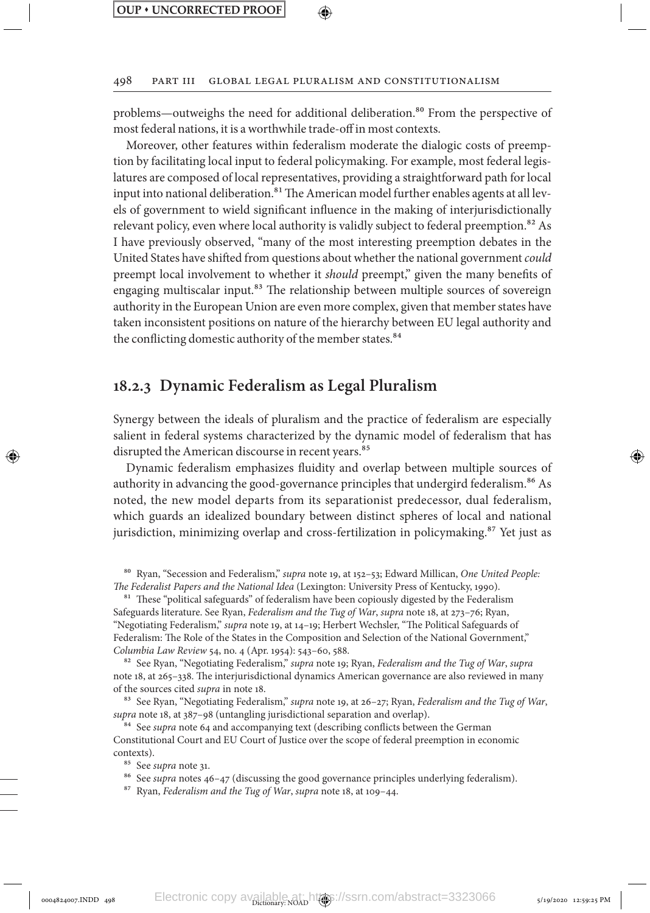problems—outweighs the need for additional deliberation.[80] From the perspective of most federal nations, it is a worthwhile trade-off in most contexts.

Moreover, other features within federalism moderate the dialogic costs of preemption by facilitating local input to federal policymaking. For example, most federal legislatures are composed of local representatives, providing a straightforward path for local input into national deliberation.[81] The American model further enables agents at all levels of government to wield significant influence in the making of interjurisdictionally relevant policy, even where local authority is validly subject to federal preemption.[82] As I have previously observed, "many of the most interesting preemption debates in the United States have shifted from questions about whether the national government *could* preempt local involvement to whether it *should* preempt," given the many benefits of engaging multiscalar input.[83] The relationship between multiple sources of sovereign authority in the European Union are even more complex, given that member states have taken inconsistent positions on nature of the hierarchy between EU legal authority and the conflicting domestic authority of the member states.[84]

### 18.2.3 Dynamic Federalism as Legal Pluralism

Synergy between the ideals of pluralism and the practice of federalism are especially salient in federal systems characterized by the dynamic model of federalism that has disrupted the American discourse in recent years.[85]

Dynamic federalism emphasizes fluidity and overlap between multiple sources of authority in advancing the good-governance principles that undergird federalism.[86] As noted, the new model departs from its separationist predecessor, dual federalism, which guards an idealized boundary between distinct spheres of local and national jurisdiction, minimizing overlap and cross-fertilization in policymaking.[87] Yet just as

---

[80] Ryan, "Secession and Federalism," *supra* note 19, at 152–53; Edward Millican, *One United People: The Federalist Papers and the National Idea* (Lexington: University Press of Kentucky, 1990).

[81] These "political safeguards" of federalism have been copiously digested by the Federalism Safeguards literature. See Ryan, *Federalism and the Tug of War*, *supra* note 18, at 273–76; Ryan, "Negotiating Federalism," *supra* note 19, at 14–19; Herbert Wechsler, "The Political Safeguards of Federalism: The Role of the States in the Composition and Selection of the National Government," *Columbia Law Review* 54, no. 4 (Apr. 1954): 543–60, 588.

[82] See Ryan, "Negotiating Federalism," *supra* note 19; Ryan, *Federalism and the Tug of War*, *supra* note 18, at 265–338. The interjurisdictional dynamics American governance are also reviewed in many of the sources cited *supra* in note 18.

[83] See Ryan, "Negotiating Federalism," *supra* note 19, at 26–27; Ryan, *Federalism and the Tug of War*, *supra* note 18, at 387–98 (untangling jurisdictional separation and overlap).

[84] See *supra* note 64 and accompanying text (describing conflicts between the German Constitutional Court and EU Court of Justice over the scope of federal preemption in economic contexts).

[85] See *supra* note 31.

[86] See *supra* notes 46–47 (discussing the good governance principles underlying federalism).

[87] Ryan, *Federalism and the Tug of War*, *supra* note 18, at 109–44.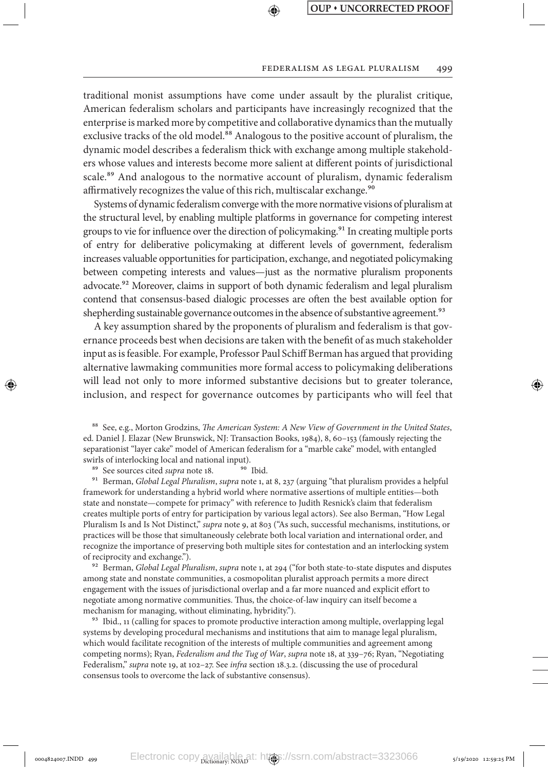traditional monist assumptions have come under assault by the pluralist critique, American federalism scholars and participants have increasingly recognized that the enterprise is marked more by competitive and collaborative dynamics than the mutually exclusive tracks of the old model.[88] Analogous to the positive account of pluralism, the dynamic model describes a federalism thick with exchange among multiple stakeholders whose values and interests become more salient at different points of jurisdictional scale.[89] And analogous to the normative account of pluralism, dynamic federalism affirmatively recognizes the value of this rich, multiscalar exchange.[90]

Systems of dynamic federalism converge with the more normative visions of pluralism at the structural level, by enabling multiple platforms in governance for competing interest groups to vie for influence over the direction of policymaking.[91] In creating multiple ports of entry for deliberative policymaking at different levels of government, federalism increases valuable opportunities for participation, exchange, and negotiated policymaking between competing interests and values—just as the normative pluralism proponents advocate.[92] Moreover, claims in support of both dynamic federalism and legal pluralism contend that consensus-based dialogic processes are often the best available option for shepherding sustainable governance outcomes in the absence of substantive agreement.[93]

A key assumption shared by the proponents of pluralism and federalism is that governance proceeds best when decisions are taken with the benefit of as much stakeholder input as is feasible. For example, Professor Paul Schiff Berman has argued that providing alternative lawmaking communities more formal access to policymaking deliberations will lead not only to more informed substantive decisions but to greater tolerance, inclusion, and respect for governance outcomes by participants who will feel that

---

[88] See, e.g., Morton Grodzins, *The American System: A New View of Government in the United States*, ed. Daniel J. Elazar (New Brunswick, NJ: Transaction Books, 1984), 8, 60–153 (famously rejecting the separationist "layer cake" model of American federalism for a "marble cake" model, with entangled swirls of interlocking local and national input).

[89] See sources cited *supra* note 18.

[90] Ibid.

[91] Berman, *Global Legal Pluralism*, *supra* note 1, at 8, 237 (arguing "that pluralism provides a helpful framework for understanding a hybrid world where normative assertions of multiple entities—both state and nonstate—compete for primacy" with reference to Judith Resnick's claim that federalism creates multiple ports of entry for participation by various legal actors). See also Berman, "How Legal Pluralism Is and Is Not Distinct," *supra* note 9, at 803 ("As such, successful mechanisms, institutions, or practices will be those that simultaneously celebrate both local variation and international order, and recognize the importance of preserving both multiple sites for contestation and an interlocking system of reciprocity and exchange.").

[92] Berman, *Global Legal Pluralism*, *supra* note 1, at 294 ("for both state-to-state disputes and disputes among state and nonstate communities, a cosmopolitan pluralist approach permits a more direct engagement with the issues of jurisdictional overlap and a far more nuanced and explicit effort to negotiate among normative communities. Thus, the choice-of-law inquiry can itself become a mechanism for managing, without eliminating, hybridity.").

[93] Ibid., 11 (calling for spaces to promote productive interaction among multiple, overlapping legal systems by developing procedural mechanisms and institutions that aim to manage legal pluralism, which would facilitate recognition of the interests of multiple communities and agreement among competing norms); Ryan, *Federalism and the Tug of War*, *supra* note 18, at 339–76; Ryan, "Negotiating Federalism," *supra* note 19, at 102–27. See *infra* section 18.3.2. (discussing the use of procedural consensus tools to overcome the lack of substantive consensus).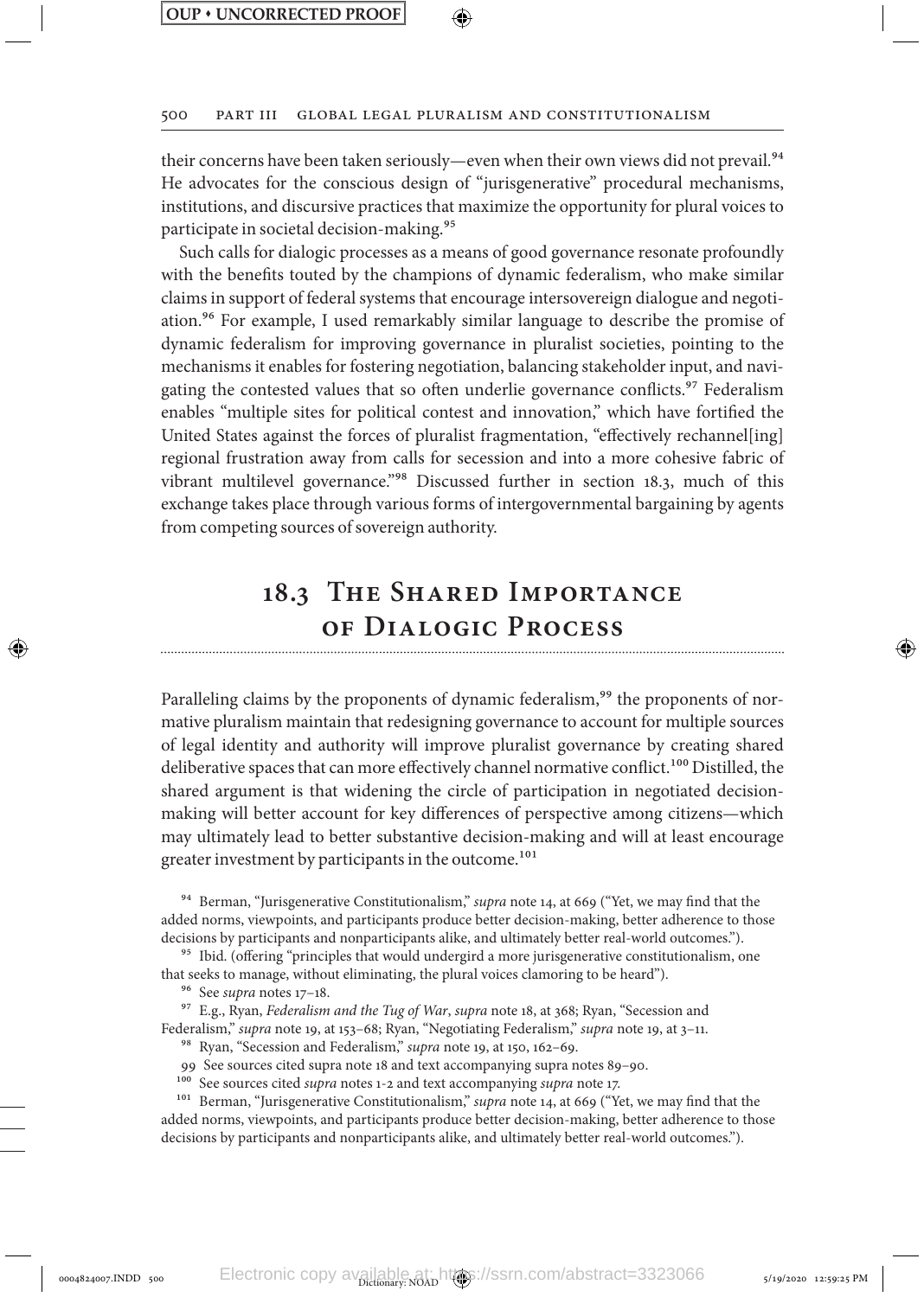their concerns have been taken seriously—even when their own views did not prevail.[94] He advocates for the conscious design of "jurisgenerative" procedural mechanisms, institutions, and discursive practices that maximize the opportunity for plural voices to participate in societal decision-making.[95]

Such calls for dialogic processes as a means of good governance resonate profoundly with the benefits touted by the champions of dynamic federalism, who make similar claims in support of federal systems that encourage intersovereign dialogue and negotiation.[96] For example, I used remarkably similar language to describe the promise of dynamic federalism for improving governance in pluralist societies, pointing to the mechanisms it enables for fostering negotiation, balancing stakeholder input, and navigating the contested values that so often underlie governance conflicts.[97] Federalism enables "multiple sites for political contest and innovation," which have fortified the United States against the forces of pluralist fragmentation, "effectively rechannel[ing] regional frustration away from calls for secession and into a more cohesive fabric of vibrant multilevel governance."[98] Discussed further in section 18.3, much of this exchange takes place through various forms of intergovernmental bargaining by agents from competing sources of sovereign authority.

## 18.3 The Shared Importance of Dialogic Process

Paralleling claims by the proponents of dynamic federalism,[99] the proponents of normative pluralism maintain that redesigning governance to account for multiple sources of legal identity and authority will improve pluralist governance by creating shared deliberative spaces that can more effectively channel normative conflict.[100] Distilled, the shared argument is that widening the circle of participation in negotiated decision-making will better account for key differences of perspective among citizens—which may ultimately lead to better substantive decision-making and will at least encourage greater investment by participants in the outcome.[101]

[94] Berman, "Jurisgenerative Constitutionalism," *supra* note 14, at 669 ("Yet, we may find that the added norms, viewpoints, and participants produce better decision-making, better adherence to those decisions by participants and nonparticipants alike, and ultimately better real-world outcomes.").

[95] Ibid. (offering "principles that would undergird a more jurisgenerative constitutionalism, one that seeks to manage, without eliminating, the plural voices clamoring to be heard").

[96] See *supra* notes 17–18.

[97] E.g., Ryan, *Federalism and the Tug of War*, *supra* note 18, at 368; Ryan, "Secession and Federalism," *supra* note 19, at 153–68; Ryan, "Negotiating Federalism," *supra* note 19, at 3–11.

[98] Ryan, "Secession and Federalism," *supra* note 19, at 150, 162–69.

[99] See sources cited supra note 18 and text accompanying supra notes 89–90.

[100] See sources cited *supra* notes 1-2 and text accompanying *supra* note 17.

[101] Berman, "Jurisgenerative Constitutionalism," *supra* note 14, at 669 ("Yet, we may find that the added norms, viewpoints, and participants produce better decision-making, better adherence to those decisions by participants and nonparticipants alike, and ultimately better real-world outcomes.").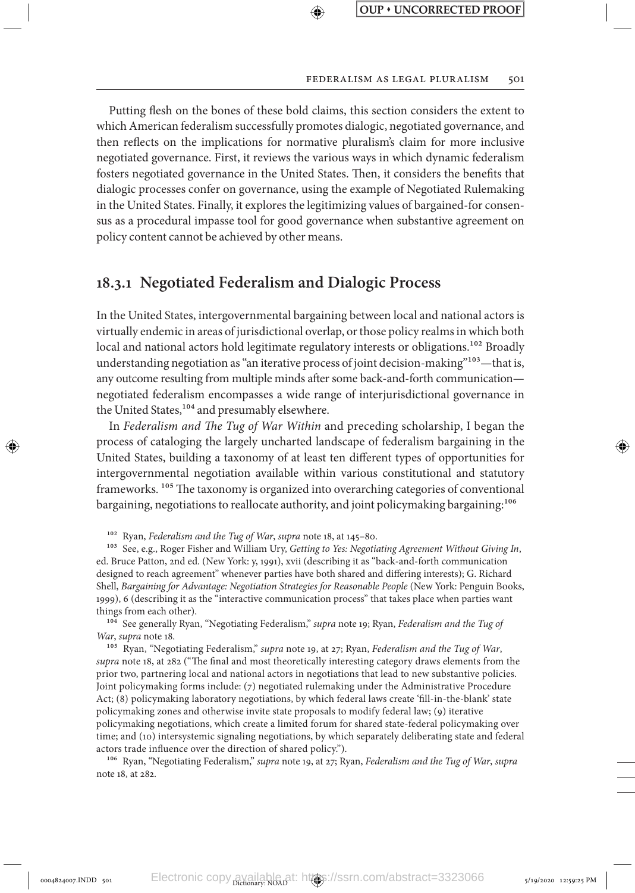Putting flesh on the bones of these bold claims, this section considers the extent to which American federalism successfully promotes dialogic, negotiated governance, and then reflects on the implications for normative pluralism's claim for more inclusive negotiated governance. First, it reviews the various ways in which dynamic federalism fosters negotiated governance in the United States. Then, it considers the benefits that dialogic processes confer on governance, using the example of Negotiated Rulemaking in the United States. Finally, it explores the legitimizing values of bargained-for consensus as a procedural impasse tool for good governance when substantive agreement on policy content cannot be achieved by other means.

## 18.3.1 Negotiated Federalism and Dialogic Process

In the United States, intergovernmental bargaining between local and national actors is virtually endemic in areas of jurisdictional overlap, or those policy realms in which both local and national actors hold legitimate regulatory interests or obligations.[102] Broadly understanding negotiation as "an iterative process of joint decision-making"[103]—that is, any outcome resulting from multiple minds after some back-and-forth communication—negotiated federalism encompasses a wide range of interjurisdictional governance in the United States,[104] and presumably elsewhere.

In *Federalism and The Tug of War Within* and preceding scholarship, I began the process of cataloging the largely uncharted landscape of federalism bargaining in the United States, building a taxonomy of at least ten different types of opportunities for intergovernmental negotiation available within various constitutional and statutory frameworks. [105] The taxonomy is organized into overarching categories of conventional bargaining, negotiations to reallocate authority, and joint policymaking bargaining:[106]

[102] Ryan, *Federalism and the Tug of War*, *supra* note 18, at 145–80.

[103] See, e.g., Roger Fisher and William Ury, *Getting to Yes: Negotiating Agreement Without Giving In*, ed. Bruce Patton, 2nd ed. (New York: y, 1991), xvii (describing it as "back-and-forth communication designed to reach agreement" whenever parties have both shared and differing interests); G. Richard Shell, *Bargaining for Advantage: Negotiation Strategies for Reasonable People* (New York: Penguin Books, 1999), 6 (describing it as the "interactive communication process" that takes place when parties want things from each other).

[104] See generally Ryan, "Negotiating Federalism," *supra* note 19; Ryan, *Federalism and the Tug of War*, *supra* note 18.

[105] Ryan, "Negotiating Federalism," *supra* note 19, at 27; Ryan, *Federalism and the Tug of War*, *supra* note 18, at 282 ("The final and most theoretically interesting category draws elements from the prior two, partnering local and national actors in negotiations that lead to new substantive policies. Joint policymaking forms include: (7) negotiated rulemaking under the Administrative Procedure Act; (8) policymaking laboratory negotiations, by which federal laws create 'fill-in-the-blank' state policymaking zones and otherwise invite state proposals to modify federal law; (9) iterative policymaking negotiations, which create a limited forum for shared state-federal policymaking over time; and (10) intersystemic signaling negotiations, by which separately deliberating state and federal actors trade influence over the direction of shared policy.").

[106] Ryan, "Negotiating Federalism," *supra* note 19, at 27; Ryan, *Federalism and the Tug of War*, *supra* note 18, at 282.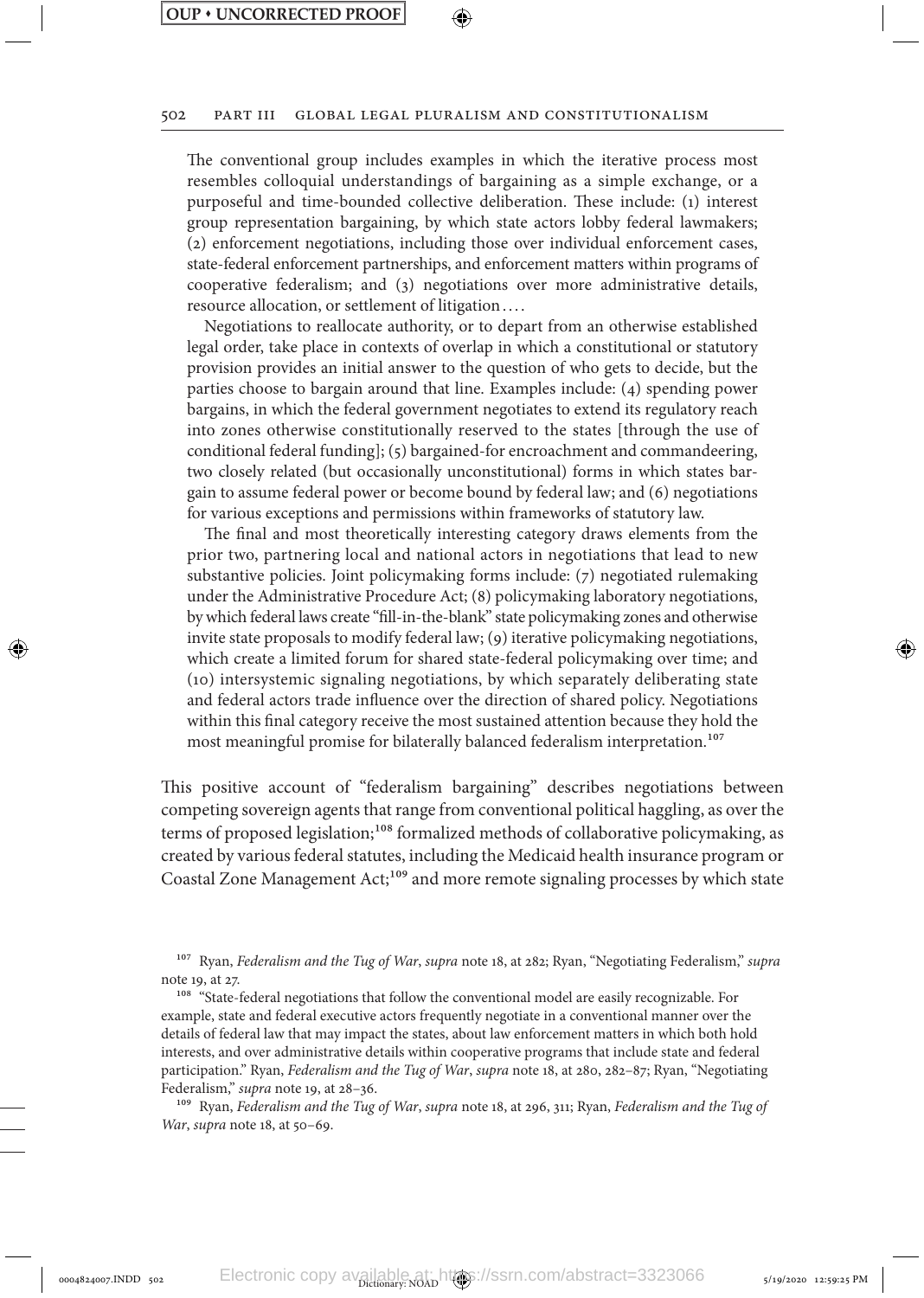The conventional group includes examples in which the iterative process most resembles colloquial understandings of bargaining as a simple exchange, or a purposeful and time-bounded collective deliberation. These include: (1) interest group representation bargaining, by which state actors lobby federal lawmakers; (2) enforcement negotiations, including those over individual enforcement cases, state-federal enforcement partnerships, and enforcement matters within programs of cooperative federalism; and (3) negotiations over more administrative details, resource allocation, or settlement of litigation....

Negotiations to reallocate authority, or to depart from an otherwise established legal order, take place in contexts of overlap in which a constitutional or statutory provision provides an initial answer to the question of who gets to decide, but the parties choose to bargain around that line. Examples include: (4) spending power bargains, in which the federal government negotiates to extend its regulatory reach into zones otherwise constitutionally reserved to the states [through the use of conditional federal funding]; (5) bargained-for encroachment and commandeering, two closely related (but occasionally unconstitutional) forms in which states bargain to assume federal power or become bound by federal law; and (6) negotiations for various exceptions and permissions within frameworks of statutory law.

The final and most theoretically interesting category draws elements from the prior two, partnering local and national actors in negotiations that lead to new substantive policies. Joint policymaking forms include: (7) negotiated rulemaking under the Administrative Procedure Act; (8) policymaking laboratory negotiations, by which federal laws create "fill-in-the-blank" state policymaking zones and otherwise invite state proposals to modify federal law; (9) iterative policymaking negotiations, which create a limited forum for shared state-federal policymaking over time; and (10) intersystemic signaling negotiations, by which separately deliberating state and federal actors trade influence over the direction of shared policy. Negotiations within this final category receive the most sustained attention because they hold the most meaningful promise for bilaterally balanced federalism interpretation.[107]

This positive account of "federalism bargaining" describes negotiations between competing sovereign agents that range from conventional political haggling, as over the terms of proposed legislation;[108] formalized methods of collaborative policymaking, as created by various federal statutes, including the Medicaid health insurance program or Coastal Zone Management Act;[109] and more remote signaling processes by which state

[107] Ryan, *Federalism and the Tug of War*, *supra* note 18, at 282; Ryan, "Negotiating Federalism," *supra* note 19, at 27.

[108] "State-federal negotiations that follow the conventional model are easily recognizable. For example, state and federal executive actors frequently negotiate in a conventional manner over the details of federal law that may impact the states, about law enforcement matters in which both hold interests, and over administrative details within cooperative programs that include state and federal participation." Ryan, *Federalism and the Tug of War*, *supra* note 18, at 280, 282–87; Ryan, "Negotiating Federalism," *supra* note 19, at 28–36.

[109] Ryan, *Federalism and the Tug of War*, *supra* note 18, at 296, 311; Ryan, *Federalism and the Tug of War*, *supra* note 18, at 50–69.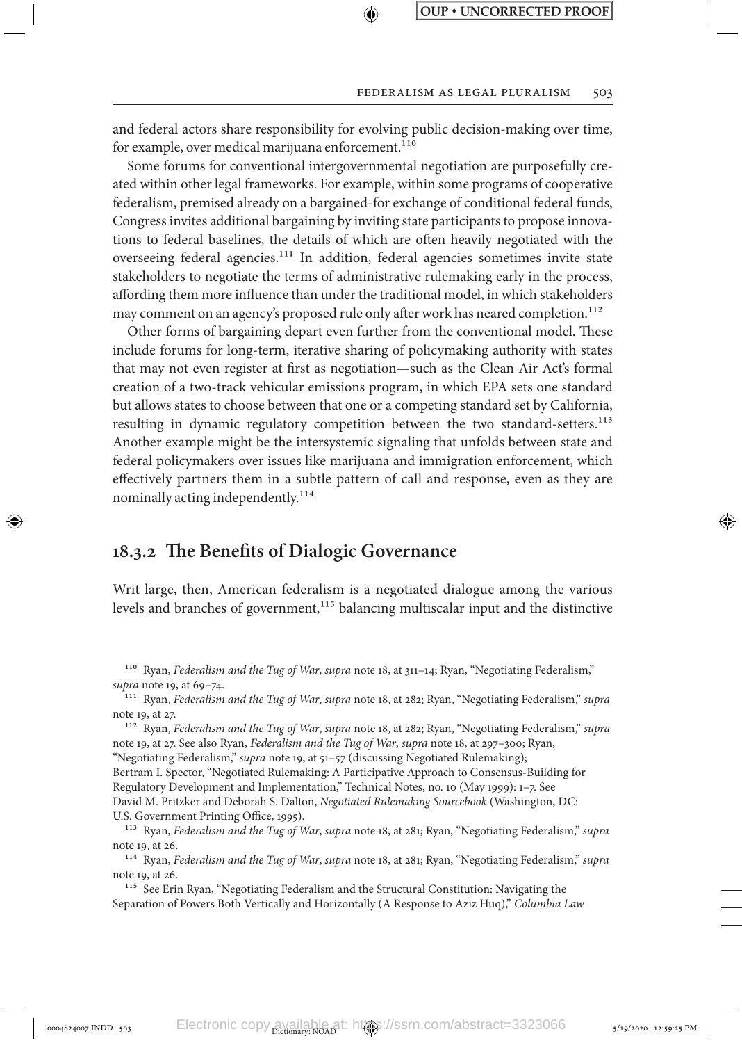and federal actors share responsibility for evolving public decision-making over time, for example, over medical marijuana enforcement.[110]

Some forums for conventional intergovernmental negotiation are purposefully created within other legal frameworks. For example, within some programs of cooperative federalism, premised already on a bargained-for exchange of conditional federal funds, Congress invites additional bargaining by inviting state participants to propose innovations to federal baselines, the details of which are often heavily negotiated with the overseeing federal agencies.[111] In addition, federal agencies sometimes invite state stakeholders to negotiate the terms of administrative rulemaking early in the process, affording them more influence than under the traditional model, in which stakeholders may comment on an agency's proposed rule only after work has neared completion.[112]

Other forms of bargaining depart even further from the conventional model. These include forums for long-term, iterative sharing of policymaking authority with states that may not even register at first as negotiation—such as the Clean Air Act's formal creation of a two-track vehicular emissions program, in which EPA sets one standard but allows states to choose between that one or a competing standard set by California, resulting in dynamic regulatory competition between the two standard-setters.[113] Another example might be the intersystemic signaling that unfolds between state and federal policymakers over issues like marijuana and immigration enforcement, which effectively partners them in a subtle pattern of call and response, even as they are nominally acting independently.[114]

## 18.3.2 The Benefits of Dialogic Governance

Writ large, then, American federalism is a negotiated dialogue among the various levels and branches of government,[115] balancing multiscalar input and the distinctive

---

[110] Ryan, *Federalism and the Tug of War*, *supra* note 18, at 311–14; Ryan, "Negotiating Federalism," *supra* note 19, at 69–74.

[111] Ryan, *Federalism and the Tug of War*, *supra* note 18, at 282; Ryan, "Negotiating Federalism," *supra* note 19, at 27.

[112] Ryan, *Federalism and the Tug of War*, *supra* note 18, at 282; Ryan, "Negotiating Federalism," *supra* note 19, at 27. See also Ryan, *Federalism and the Tug of War*, *supra* note 18, at 297–300; Ryan, "Negotiating Federalism," *supra* note 19, at 51–57 (discussing Negotiated Rulemaking); Bertram I. Spector, "Negotiated Rulemaking: A Participative Approach to Consensus-Building for Regulatory Development and Implementation," Technical Notes, no. 10 (May 1999): 1–7. See David M. Pritzker and Deborah S. Dalton, *Negotiated Rulemaking Sourcebook* (Washington, DC: U.S. Government Printing Office, 1995).

[113] Ryan, *Federalism and the Tug of War*, *supra* note 18, at 281; Ryan, "Negotiating Federalism," *supra* note 19, at 26.

[114] Ryan, *Federalism and the Tug of War*, *supra* note 18, at 281; Ryan, "Negotiating Federalism," *supra* note 19, at 26.

[115] See Erin Ryan, "Negotiating Federalism and the Structural Constitution: Navigating the Separation of Powers Both Vertically and Horizontally (A Response to Aziz Huq)," *Columbia Law*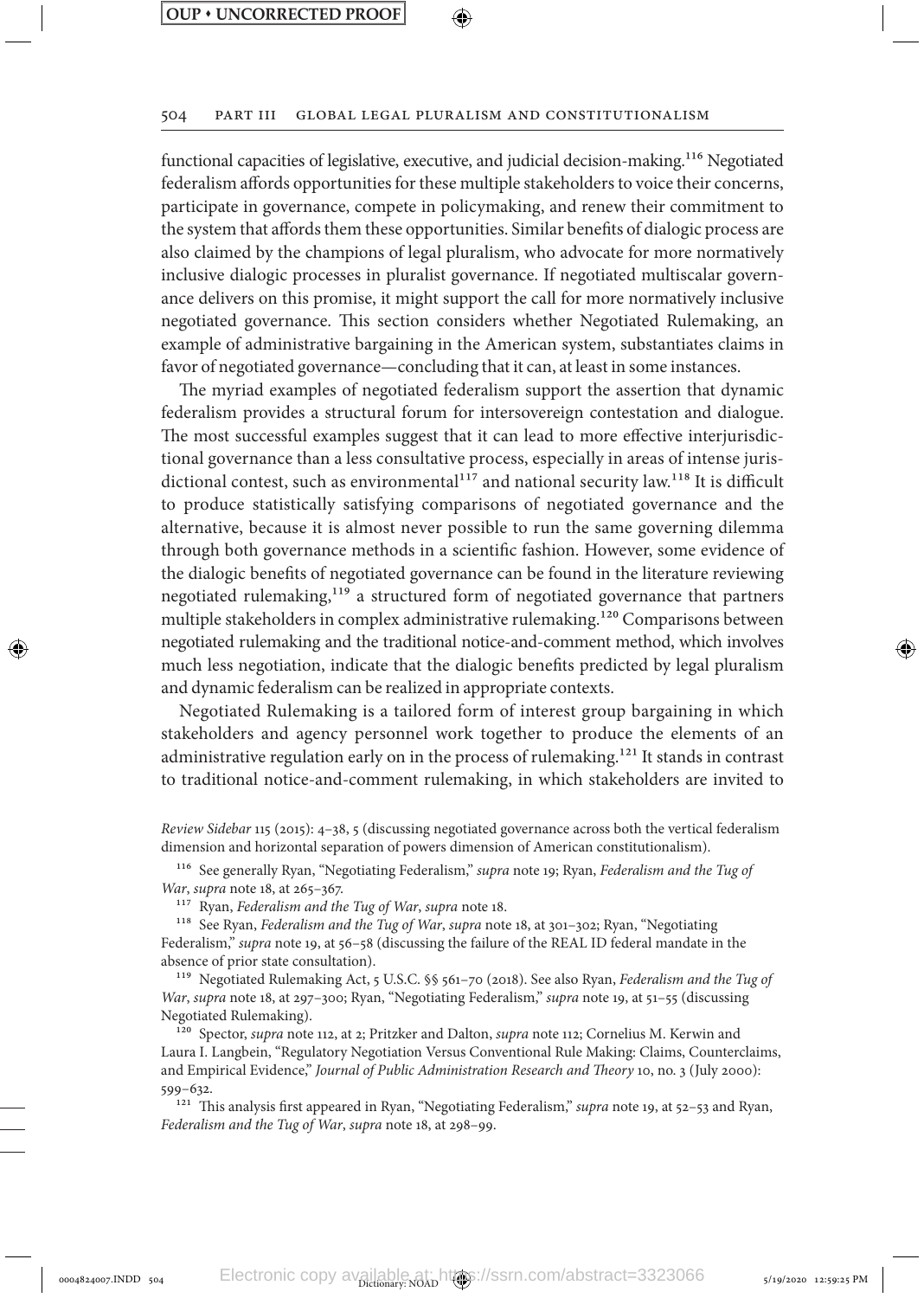functional capacities of legislative, executive, and judicial decision-making.[116] Negotiated federalism affords opportunities for these multiple stakeholders to voice their concerns, participate in governance, compete in policymaking, and renew their commitment to the system that affords them these opportunities. Similar benefits of dialogic process are also claimed by the champions of legal pluralism, who advocate for more normatively inclusive dialogic processes in pluralist governance. If negotiated multiscalar governance delivers on this promise, it might support the call for more normatively inclusive negotiated governance. This section considers whether Negotiated Rulemaking, an example of administrative bargaining in the American system, substantiates claims in favor of negotiated governance—concluding that it can, at least in some instances.

The myriad examples of negotiated federalism support the assertion that dynamic federalism provides a structural forum for intersovereign contestation and dialogue. The most successful examples suggest that it can lead to more effective interjurisdictional governance than a less consultative process, especially in areas of intense jurisdictional contest, such as environmental[117] and national security law.[118] It is difficult to produce statistically satisfying comparisons of negotiated governance and the alternative, because it is almost never possible to run the same governing dilemma through both governance methods in a scientific fashion. However, some evidence of the dialogic benefits of negotiated governance can be found in the literature reviewing negotiated rulemaking,[119] a structured form of negotiated governance that partners multiple stakeholders in complex administrative rulemaking.[120] Comparisons between negotiated rulemaking and the traditional notice-and-comment method, which involves much less negotiation, indicate that the dialogic benefits predicted by legal pluralism and dynamic federalism can be realized in appropriate contexts.

Negotiated Rulemaking is a tailored form of interest group bargaining in which stakeholders and agency personnel work together to produce the elements of an administrative regulation early on in the process of rulemaking.[121] It stands in contrast to traditional notice-and-comment rulemaking, in which stakeholders are invited to

*Review Sidebar* 115 (2015): 4–38, 5 (discussing negotiated governance across both the vertical federalism dimension and horizontal separation of powers dimension of American constitutionalism).

[116] See generally Ryan, "Negotiating Federalism," *supra* note 19; Ryan, *Federalism and the Tug of War*, *supra* note 18, at 265–367.

[117] Ryan, *Federalism and the Tug of War*, *supra* note 18.

[118] See Ryan, *Federalism and the Tug of War*, *supra* note 18, at 301–302; Ryan, "Negotiating Federalism," *supra* note 19, at 56–58 (discussing the failure of the REAL ID federal mandate in the absence of prior state consultation).

[119] Negotiated Rulemaking Act, 5 U.S.C. §§ 561–70 (2018). See also Ryan, *Federalism and the Tug of War*, *supra* note 18, at 297–300; Ryan, "Negotiating Federalism," *supra* note 19, at 51–55 (discussing Negotiated Rulemaking).

[120] Spector, *supra* note 112, at 2; Pritzker and Dalton, *supra* note 112; Cornelius M. Kerwin and Laura I. Langbein, "Regulatory Negotiation Versus Conventional Rule Making: Claims, Counterclaims, and Empirical Evidence," *Journal of Public Administration Research and Theory* 10, no. 3 (July 2000): 599–632.

[121] This analysis first appeared in Ryan, "Negotiating Federalism," *supra* note 19, at 52–53 and Ryan, *Federalism and the Tug of War*, *supra* note 18, at 298–99.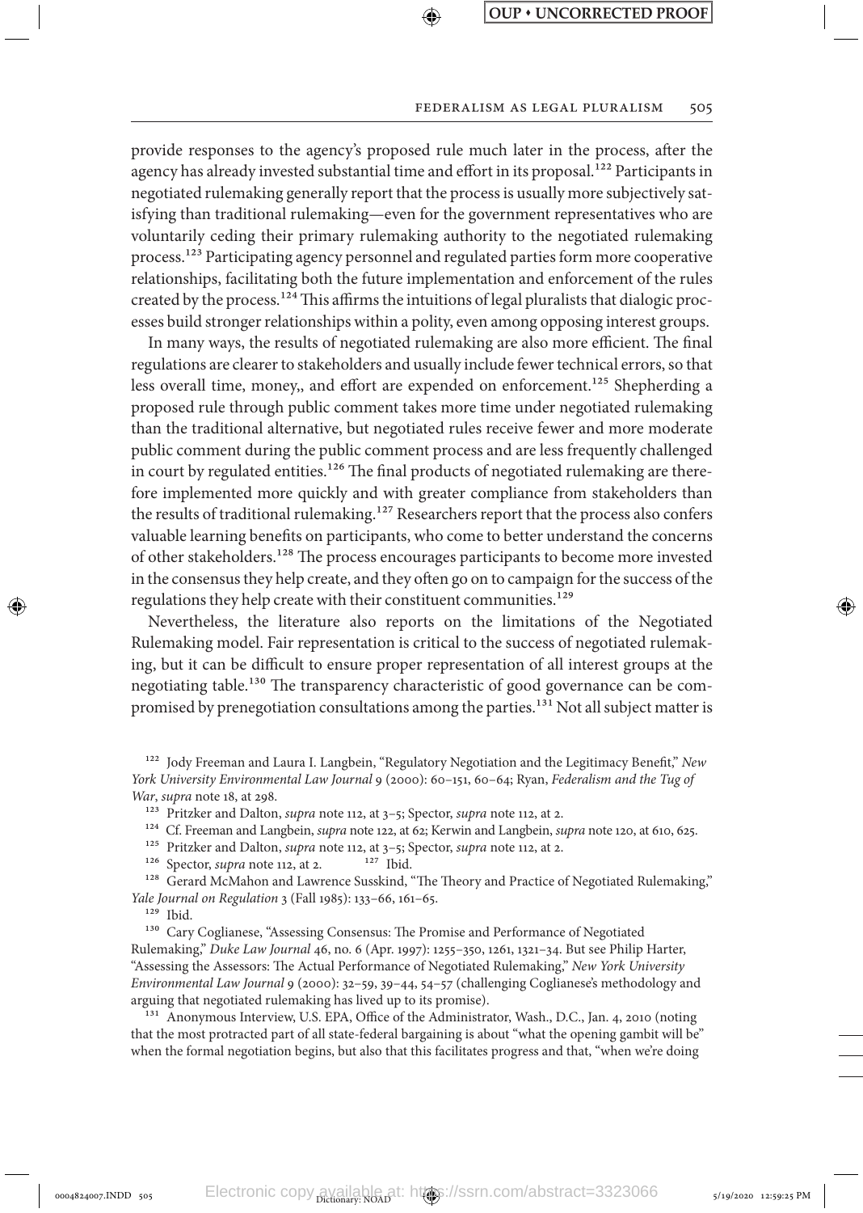provide responses to the agency's proposed rule much later in the process, after the agency has already invested substantial time and effort in its proposal.[122] Participants in negotiated rulemaking generally report that the process is usually more subjectively satisfying than traditional rulemaking—even for the government representatives who are voluntarily ceding their primary rulemaking authority to the negotiated rulemaking process.[123] Participating agency personnel and regulated parties form more cooperative relationships, facilitating both the future implementation and enforcement of the rules created by the process.[124] This affirms the intuitions of legal pluralists that dialogic processes build stronger relationships within a polity, even among opposing interest groups.

In many ways, the results of negotiated rulemaking are also more efficient. The final regulations are clearer to stakeholders and usually include fewer technical errors, so that less overall time, money,, and effort are expended on enforcement.[125] Shepherding a proposed rule through public comment takes more time under negotiated rulemaking than the traditional alternative, but negotiated rules receive fewer and more moderate public comment during the public comment process and are less frequently challenged in court by regulated entities.[126] The final products of negotiated rulemaking are therefore implemented more quickly and with greater compliance from stakeholders than the results of traditional rulemaking.[127] Researchers report that the process also confers valuable learning benefits on participants, who come to better understand the concerns of other stakeholders.[128] The process encourages participants to become more invested in the consensus they help create, and they often go on to campaign for the success of the regulations they help create with their constituent communities.[129]

Nevertheless, the literature also reports on the limitations of the Negotiated Rulemaking model. Fair representation is critical to the success of negotiated rulemaking, but it can be difficult to ensure proper representation of all interest groups at the negotiating table.[130] The transparency characteristic of good governance can be compromised by prenegotiation consultations among the parties.[131] Not all subject matter is

[122] Jody Freeman and Laura I. Langbein, "Regulatory Negotiation and the Legitimacy Benefit," *New York University Environmental Law Journal* 9 (2000): 60–151, 60–64; Ryan, *Federalism and the Tug of War*, *supra* note 18, at 298.

[123] Pritzker and Dalton, *supra* note 112, at 3–5; Spector, *supra* note 112, at 2.

[124] Cf. Freeman and Langbein, *supra* note 122, at 62; Kerwin and Langbein, *supra* note 120, at 610, 625.

[125] Pritzker and Dalton, *supra* note 112, at 3–5; Spector, *supra* note 112, at 2.

[126] Spector, *supra* note 112, at 2.

[127] Ibid.

[128] Gerard McMahon and Lawrence Susskind, "The Theory and Practice of Negotiated Rulemaking," *Yale Journal on Regulation* 3 (Fall 1985): 133–66, 161–65.

[129] Ibid.

[130] Cary Coglianese, "Assessing Consensus: The Promise and Performance of Negotiated Rulemaking," *Duke Law Journal* 46, no. 6 (Apr. 1997): 1255–350, 1261, 1321–34. But see Philip Harter, "Assessing the Assessors: The Actual Performance of Negotiated Rulemaking," *New York University Environmental Law Journal* 9 (2000): 32–59, 39–44, 54–57 (challenging Coglianese's methodology and arguing that negotiated rulemaking has lived up to its promise).

[131] Anonymous Interview, U.S. EPA, Office of the Administrator, Wash., D.C., Jan. 4, 2010 (noting that the most protracted part of all state-federal bargaining is about "what the opening gambit will be" when the formal negotiation begins, but also that this facilitates progress and that, "when we're doing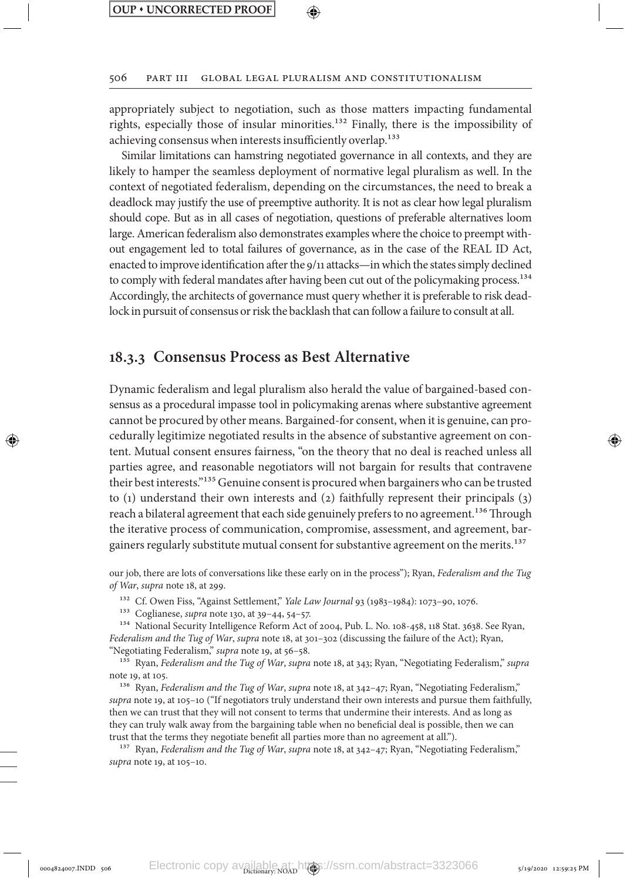appropriately subject to negotiation, such as those matters impacting fundamental rights, especially those of insular minorities.[132] Finally, there is the impossibility of achieving consensus when interests insufficiently overlap.[133]

Similar limitations can hamstring negotiated governance in all contexts, and they are likely to hamper the seamless deployment of normative legal pluralism as well. In the context of negotiated federalism, depending on the circumstances, the need to break a deadlock may justify the use of preemptive authority. It is not as clear how legal pluralism should cope. But as in all cases of negotiation, questions of preferable alternatives loom large. American federalism also demonstrates examples where the choice to preempt without engagement led to total failures of governance, as in the case of the REAL ID Act, enacted to improve identification after the 9/11 attacks—in which the states simply declined to comply with federal mandates after having been cut out of the policymaking process.[134] Accordingly, the architects of governance must query whether it is preferable to risk deadlock in pursuit of consensus or risk the backlash that can follow a failure to consult at all.

## 18.3.3 Consensus Process as Best Alternative

Dynamic federalism and legal pluralism also herald the value of bargained-based consensus as a procedural impasse tool in policymaking arenas where substantive agreement cannot be procured by other means. Bargained-for consent, when it is genuine, can procedurally legitimize negotiated results in the absence of substantive agreement on content. Mutual consent ensures fairness, "on the theory that no deal is reached unless all parties agree, and reasonable negotiators will not bargain for results that contravene their best interests."[135] Genuine consent is procured when bargainers who can be trusted to (1) understand their own interests and (2) faithfully represent their principals (3) reach a bilateral agreement that each side genuinely prefers to no agreement.[136] Through the iterative process of communication, compromise, assessment, and agreement, bargainers regularly substitute mutual consent for substantive agreement on the merits.[137]

our job, there are lots of conversations like these early on in the process"); Ryan, *Federalism and the Tug of War*, *supra* note 18, at 299.

[132] Cf. Owen Fiss, "Against Settlement," *Yale Law Journal* 93 (1983–1984): 1073–90, 1076.

[133] Coglianese, *supra* note 130, at 39–44, 54–57.

[134] National Security Intelligence Reform Act of 2004, Pub. L. No. 108-458, 118 Stat. 3638. See Ryan, *Federalism and the Tug of War*, *supra* note 18, at 301–302 (discussing the failure of the Act); Ryan, "Negotiating Federalism," *supra* note 19, at 56–58.

[135] Ryan, *Federalism and the Tug of War*, *supra* note 18, at 343; Ryan, "Negotiating Federalism," *supra* note 19, at 105.

[136] Ryan, *Federalism and the Tug of War*, *supra* note 18, at 342–47; Ryan, "Negotiating Federalism," *supra* note 19, at 105–10 ("If negotiators truly understand their own interests and pursue them faithfully, then we can trust that they will not consent to terms that undermine their interests. And as long as they can truly walk away from the bargaining table when no beneficial deal is possible, then we can trust that the terms they negotiate benefit all parties more than no agreement at all.").

[137] Ryan, *Federalism and the Tug of War*, *supra* note 18, at 342–47; Ryan, "Negotiating Federalism," *supra* note 19, at 105–10.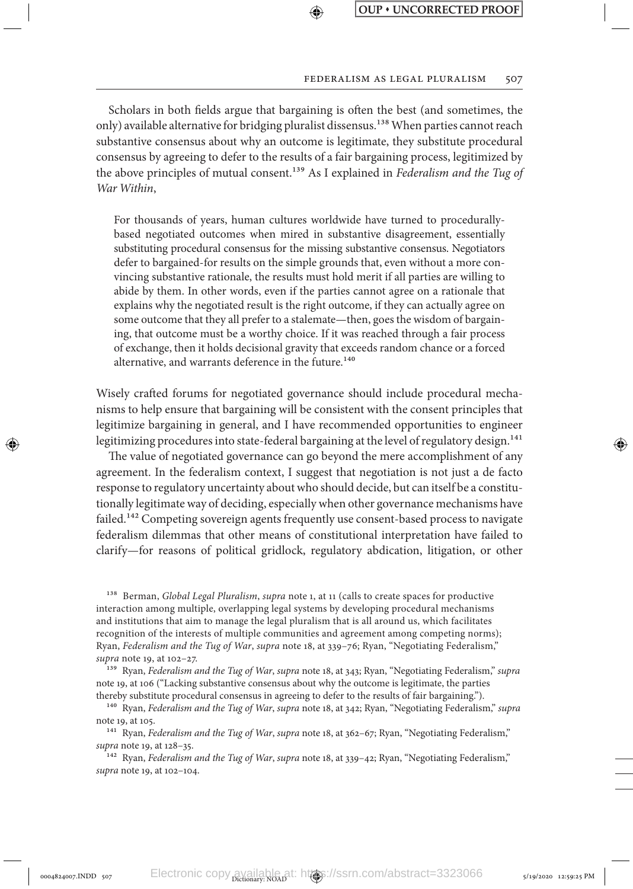Scholars in both fields argue that bargaining is often the best (and sometimes, the only) available alternative for bridging pluralist dissensus.[138] When parties cannot reach substantive consensus about why an outcome is legitimate, they substitute procedural consensus by agreeing to defer to the results of a fair bargaining process, legitimized by the above principles of mutual consent.[139] As I explained in *Federalism and the Tug of War Within*,

> For thousands of years, human cultures worldwide have turned to procedurally-based negotiated outcomes when mired in substantive disagreement, essentially substituting procedural consensus for the missing substantive consensus. Negotiators defer to bargained-for results on the simple grounds that, even without a more convincing substantive rationale, the results must hold merit if all parties are willing to abide by them. In other words, even if the parties cannot agree on a rationale that explains why the negotiated result is the right outcome, if they can actually agree on some outcome that they all prefer to a stalemate—then, goes the wisdom of bargaining, that outcome must be a worthy choice. If it was reached through a fair process of exchange, then it holds decisional gravity that exceeds random chance or a forced alternative, and warrants deference in the future.[140]

Wisely crafted forums for negotiated governance should include procedural mechanisms to help ensure that bargaining will be consistent with the consent principles that legitimize bargaining in general, and I have recommended opportunities to engineer legitimizing procedures into state-federal bargaining at the level of regulatory design.[141]

The value of negotiated governance can go beyond the mere accomplishment of any agreement. In the federalism context, I suggest that negotiation is not just a de facto response to regulatory uncertainty about who should decide, but can itself be a constitutionally legitimate way of deciding, especially when other governance mechanisms have failed.[142] Competing sovereign agents frequently use consent-based process to navigate federalism dilemmas that other means of constitutional interpretation have failed to clarify—for reasons of political gridlock, regulatory abdication, litigation, or other

---

[138] Berman, *Global Legal Pluralism*, *supra* note 1, at 11 (calls to create spaces for productive interaction among multiple, overlapping legal systems by developing procedural mechanisms and institutions that aim to manage the legal pluralism that is all around us, which facilitates recognition of the interests of multiple communities and agreement among competing norms); Ryan, *Federalism and the Tug of War*, *supra* note 18, at 339–76; Ryan, "Negotiating Federalism," *supra* note 19, at 102–27.

[139] Ryan, *Federalism and the Tug of War*, *supra* note 18, at 343; Ryan, "Negotiating Federalism," *supra* note 19, at 106 ("Lacking substantive consensus about why the outcome is legitimate, the parties thereby substitute procedural consensus in agreeing to defer to the results of fair bargaining.").

[140] Ryan, *Federalism and the Tug of War*, *supra* note 18, at 342; Ryan, "Negotiating Federalism," *supra* note 19, at 105.

[141] Ryan, *Federalism and the Tug of War*, *supra* note 18, at 362–67; Ryan, "Negotiating Federalism," *supra* note 19, at 128–35.

[142] Ryan, *Federalism and the Tug of War*, *supra* note 18, at 339–42; Ryan, "Negotiating Federalism," *supra* note 19, at 102–104.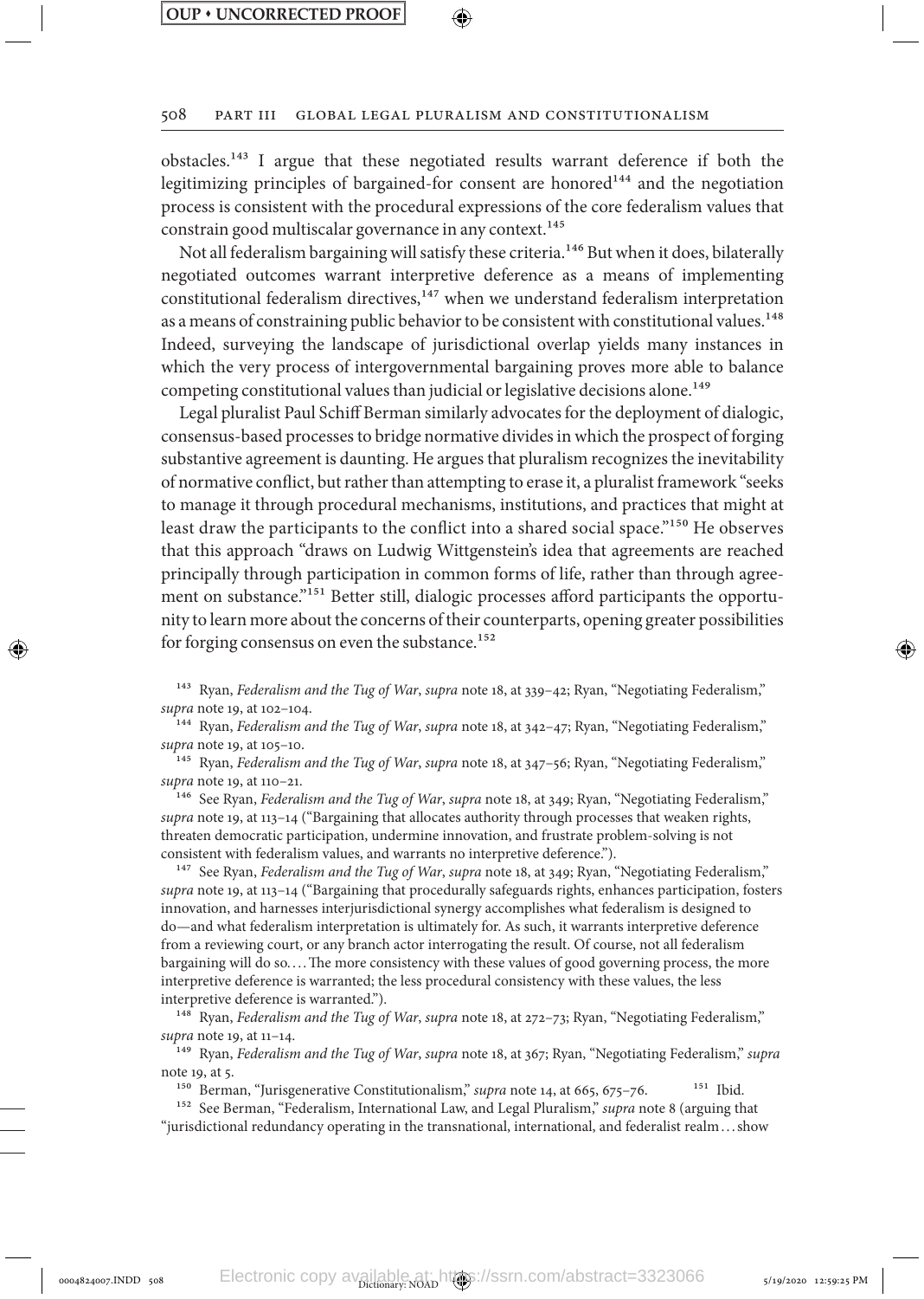obstacles.[143] I argue that these negotiated results warrant deference if both the legitimizing principles of bargained-for consent are honored[144] and the negotiation process is consistent with the procedural expressions of the core federalism values that constrain good multiscalar governance in any context.[145]

Not all federalism bargaining will satisfy these criteria.[146] But when it does, bilaterally negotiated outcomes warrant interpretive deference as a means of implementing constitutional federalism directives,[147] when we understand federalism interpretation as a means of constraining public behavior to be consistent with constitutional values.[148] Indeed, surveying the landscape of jurisdictional overlap yields many instances in which the very process of intergovernmental bargaining proves more able to balance competing constitutional values than judicial or legislative decisions alone.[149]

Legal pluralist Paul Schiff Berman similarly advocates for the deployment of dialogic, consensus-based processes to bridge normative divides in which the prospect of forging substantive agreement is daunting. He argues that pluralism recognizes the inevitability of normative conflict, but rather than attempting to erase it, a pluralist framework "seeks to manage it through procedural mechanisms, institutions, and practices that might at least draw the participants to the conflict into a shared social space."[150] He observes that this approach "draws on Ludwig Wittgenstein's idea that agreements are reached principally through participation in common forms of life, rather than through agreement on substance."[151] Better still, dialogic processes afford participants the opportunity to learn more about the concerns of their counterparts, opening greater possibilities for forging consensus on even the substance.[152]

---

[143] Ryan, *Federalism and the Tug of War*, *supra* note 18, at 339–42; Ryan, "Negotiating Federalism," *supra* note 19, at 102–104.

[144] Ryan, *Federalism and the Tug of War*, *supra* note 18, at 342–47; Ryan, "Negotiating Federalism," *supra* note 19, at 105–10.

[145] Ryan, *Federalism and the Tug of War*, *supra* note 18, at 347–56; Ryan, "Negotiating Federalism," *supra* note 19, at 110–21.

[146] See Ryan, *Federalism and the Tug of War*, *supra* note 18, at 349; Ryan, "Negotiating Federalism," *supra* note 19, at 113–14 ("Bargaining that allocates authority through processes that weaken rights, threaten democratic participation, undermine innovation, and frustrate problem-solving is not consistent with federalism values, and warrants no interpretive deference.").

[147] See Ryan, *Federalism and the Tug of War*, *supra* note 18, at 349; Ryan, "Negotiating Federalism," *supra* note 19, at 113–14 ("Bargaining that procedurally safeguards rights, enhances participation, fosters innovation, and harnesses interjurisdictional synergy accomplishes what federalism is designed to do—and what federalism interpretation is ultimately for. As such, it warrants interpretive deference from a reviewing court, or any branch actor interrogating the result. Of course, not all federalism bargaining will do so. . . . The more consistency with these values of good governing process, the more interpretive deference is warranted; the less procedural consistency with these values, the less interpretive deference is warranted.").

[148] Ryan, *Federalism and the Tug of War*, *supra* note 18, at 272–73; Ryan, "Negotiating Federalism," *supra* note 19, at 11–14.

[149] Ryan, *Federalism and the Tug of War*, *supra* note 18, at 367; Ryan, "Negotiating Federalism," *supra* note 19, at 5.

[150] Berman, "Jurisgenerative Constitutionalism," *supra* note 14, at 665, 675–76.

[151] Ibid.

[152] See Berman, "Federalism, International Law, and Legal Pluralism," *supra* note 8 (arguing that "jurisdictional redundancy operating in the transnational, international, and federalist realm . . . show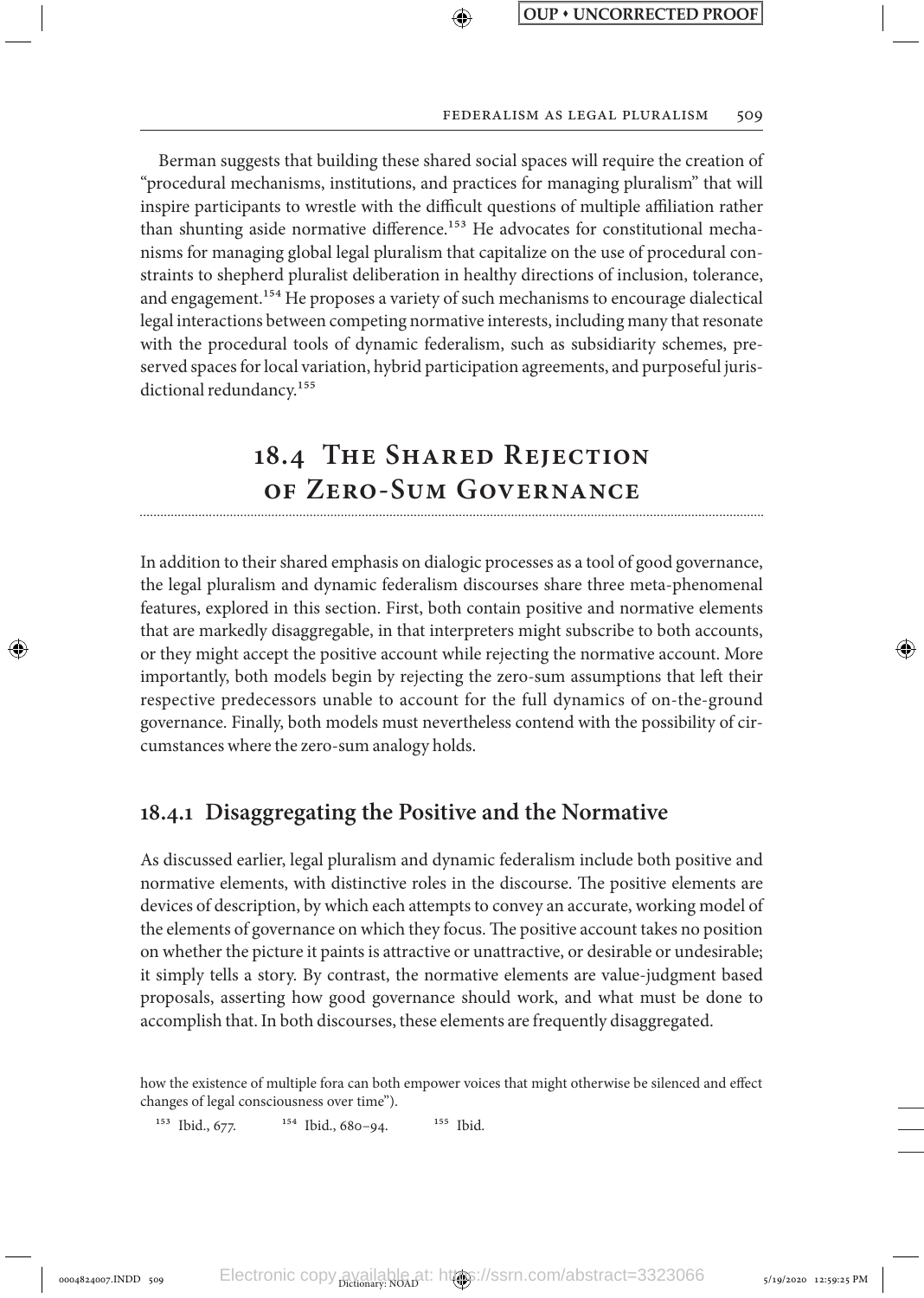Berman suggests that building these shared social spaces will require the creation of "procedural mechanisms, institutions, and practices for managing pluralism" that will inspire participants to wrestle with the difficult questions of multiple affiliation rather than shunting aside normative difference.[153] He advocates for constitutional mechanisms for managing global legal pluralism that capitalize on the use of procedural constraints to shepherd pluralist deliberation in healthy directions of inclusion, tolerance, and engagement.[154] He proposes a variety of such mechanisms to encourage dialectical legal interactions between competing normative interests, including many that resonate with the procedural tools of dynamic federalism, such as subsidiarity schemes, preserved spaces for local variation, hybrid participation agreements, and purposeful jurisdictional redundancy.[155]

## 18.4 The Shared Rejection of Zero-Sum Governance

In addition to their shared emphasis on dialogic processes as a tool of good governance, the legal pluralism and dynamic federalism discourses share three meta-phenomenal features, explored in this section. First, both contain positive and normative elements that are markedly disaggregable, in that interpreters might subscribe to both accounts, or they might accept the positive account while rejecting the normative account. More importantly, both models begin by rejecting the zero-sum assumptions that left their respective predecessors unable to account for the full dynamics of on-the-ground governance. Finally, both models must nevertheless contend with the possibility of circumstances where the zero-sum analogy holds.

### 18.4.1 Disaggregating the Positive and the Normative

As discussed earlier, legal pluralism and dynamic federalism include both positive and normative elements, with distinctive roles in the discourse. The positive elements are devices of description, by which each attempts to convey an accurate, working model of the elements of governance on which they focus. The positive account takes no position on whether the picture it paints is attractive or unattractive, or desirable or undesirable; it simply tells a story. By contrast, the normative elements are value-judgment based proposals, asserting how good governance should work, and what must be done to accomplish that. In both discourses, these elements are frequently disaggregated.

how the existence of multiple fora can both empower voices that might otherwise be silenced and effect changes of legal consciousness over time").

[153] Ibid., 677. [154] Ibid., 680–94. [155] Ibid.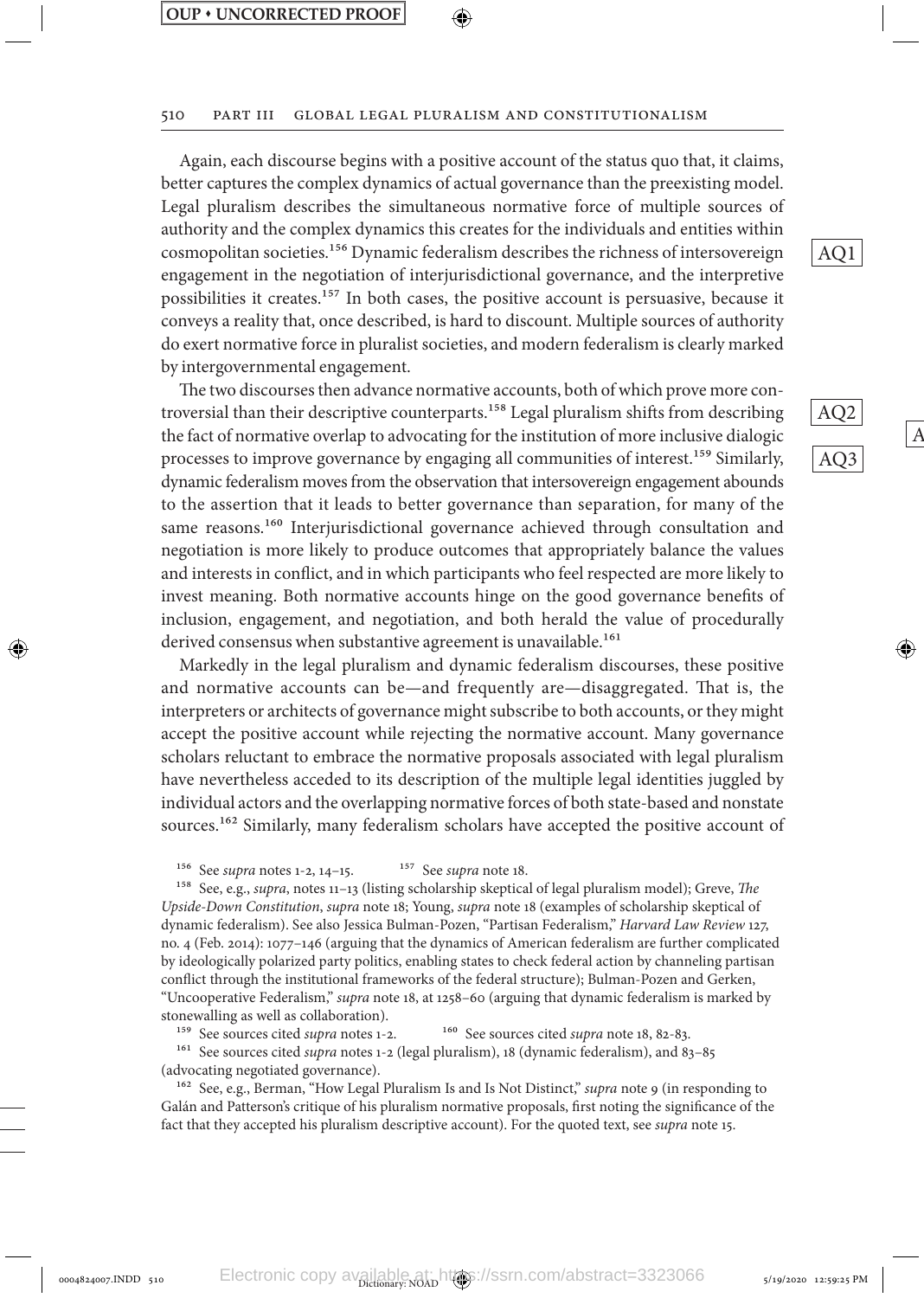Again, each discourse begins with a positive account of the status quo that, it claims, better captures the complex dynamics of actual governance than the preexisting model. Legal pluralism describes the simultaneous normative force of multiple sources of authority and the complex dynamics this creates for the individuals and entities within cosmopolitan societies.[156] Dynamic federalism describes the richness of intersovereign engagement in the negotiation of interjurisdictional governance, and the interpretive possibilities it creates.[157] In both cases, the positive account is persuasive, because it conveys a reality that, once described, is hard to discount. Multiple sources of authority do exert normative force in pluralist societies, and modern federalism is clearly marked by intergovernmental engagement.

The two discourses then advance normative accounts, both of which prove more controversial than their descriptive counterparts.[158] Legal pluralism shifts from describing the fact of normative overlap to advocating for the institution of more inclusive dialogic processes to improve governance by engaging all communities of interest.[159] Similarly, dynamic federalism moves from the observation that intersovereign engagement abounds to the assertion that it leads to better governance than separation, for many of the same reasons.[160] Interjurisdictional governance achieved through consultation and negotiation is more likely to produce outcomes that appropriately balance the values and interests in conflict, and in which participants who feel respected are more likely to invest meaning. Both normative accounts hinge on the good governance benefits of inclusion, engagement, and negotiation, and both herald the value of procedurally derived consensus when substantive agreement is unavailable.[161]

Markedly in the legal pluralism and dynamic federalism discourses, these positive and normative accounts can be—and frequently are—disaggregated. That is, the interpreters or architects of governance might subscribe to both accounts, or they might accept the positive account while rejecting the normative account. Many governance scholars reluctant to embrace the normative proposals associated with legal pluralism have nevertheless acceded to its description of the multiple legal identities juggled by individual actors and the overlapping normative forces of both state-based and nonstate sources.[162] Similarly, many federalism scholars have accepted the positive account of

---

[156] See *supra* notes 1-2, 14–15. [157] See *supra* note 18.

[158] See, e.g., *supra*, notes 11–13 (listing scholarship skeptical of legal pluralism model); Greve, *The Upside-Down Constitution*, *supra* note 18; Young, *supra* note 18 (examples of scholarship skeptical of dynamic federalism). See also Jessica Bulman-Pozen, "Partisan Federalism," *Harvard Law Review* 127, no. 4 (Feb. 2014): 1077–146 (arguing that the dynamics of American federalism are further complicated by ideologically polarized party politics, enabling states to check federal action by channeling partisan conflict through the institutional frameworks of the federal structure); Bulman-Pozen and Gerken, "Uncooperative Federalism," *supra* note 18, at 1258–60 (arguing that dynamic federalism is marked by stonewalling as well as collaboration).

[159] See sources cited *supra* notes 1-2. [160] See sources cited *supra* note 18, 82-83.

[161] See sources cited *supra* notes 1-2 (legal pluralism), 18 (dynamic federalism), and 83–85 (advocating negotiated governance).

[162] See, e.g., Berman, "How Legal Pluralism Is and Is Not Distinct," *supra* note 9 (in responding to Galán and Patterson's critique of his pluralism normative proposals, first noting the significance of the fact that they accepted his pluralism descriptive account). For the quoted text, see *supra* note 15.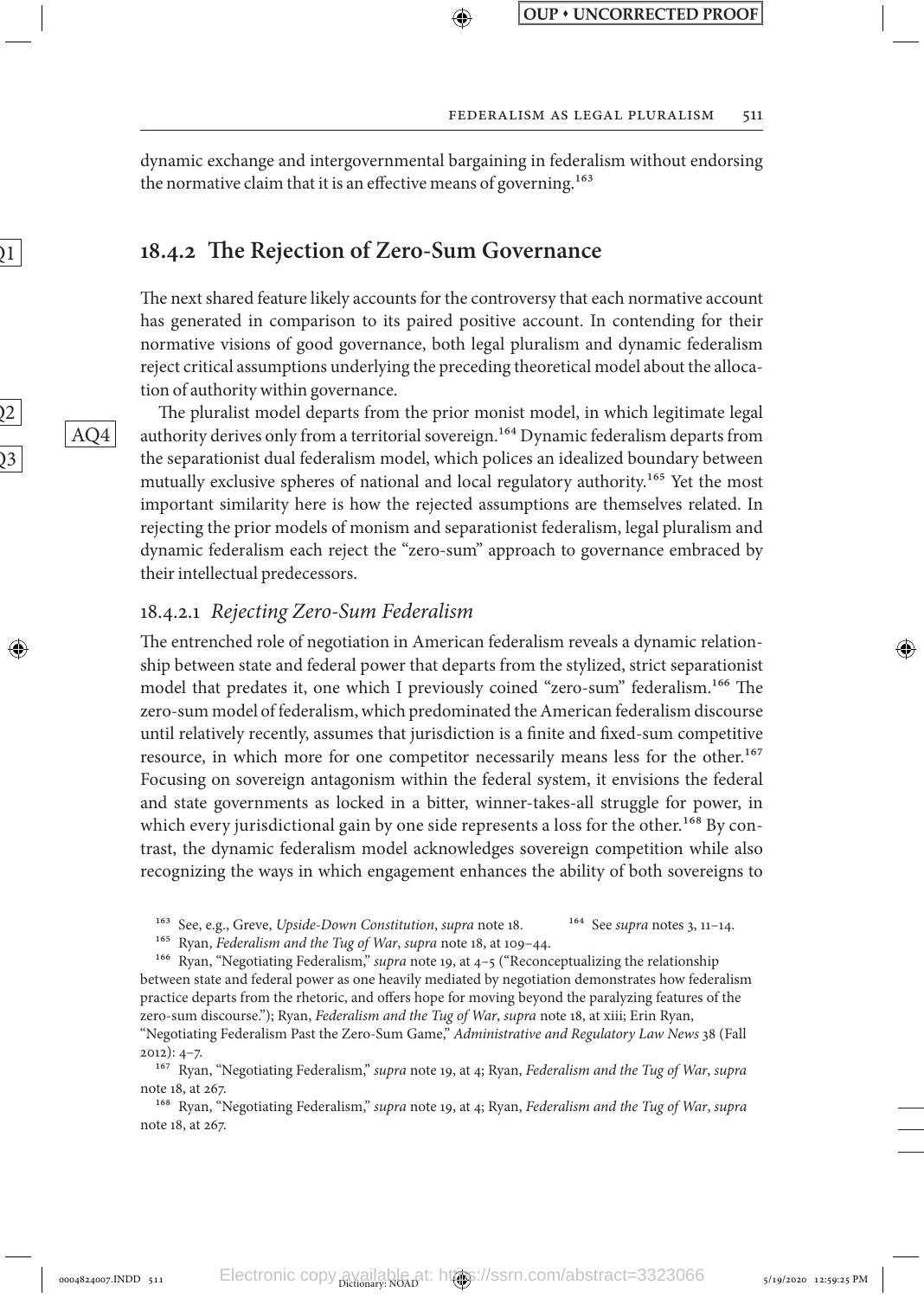dynamic exchange and intergovernmental bargaining in federalism without endorsing the normative claim that it is an effective means of governing.[163]

## 18.4.2 The Rejection of Zero-Sum Governance

The next shared feature likely accounts for the controversy that each normative account has generated in comparison to its paired positive account. In contending for their normative visions of good governance, both legal pluralism and dynamic federalism reject critical assumptions underlying the preceding theoretical model about the allocation of authority within governance.

The pluralist model departs from the prior monist model, in which legitimate legal authority derives only from a territorial sovereign.[164] Dynamic federalism departs from the separationist dual federalism model, which polices an idealized boundary between mutually exclusive spheres of national and local regulatory authority.[165] Yet the most important similarity here is how the rejected assumptions are themselves related. In rejecting the prior models of monism and separationist federalism, legal pluralism and dynamic federalism each reject the "zero-sum" approach to governance embraced by their intellectual predecessors.

### 18.4.2.1 *Rejecting Zero-Sum Federalism*

The entrenched role of negotiation in American federalism reveals a dynamic relationship between state and federal power that departs from the stylized, strict separationist model that predates it, one which I previously coined "zero-sum" federalism.[166] The zero-sum model of federalism, which predominated the American federalism discourse until relatively recently, assumes that jurisdiction is a finite and fixed-sum competitive resource, in which more for one competitor necessarily means less for the other.[167] Focusing on sovereign antagonism within the federal system, it envisions the federal and state governments as locked in a bitter, winner-takes-all struggle for power, in which every jurisdictional gain by one side represents a loss for the other.[168] By contrast, the dynamic federalism model acknowledges sovereign competition while also recognizing the ways in which engagement enhances the ability of both sovereigns to

---

[163] See, e.g., Greve, *Upside-Down Constitution*, *supra* note 18.

[164] See *supra* notes 3, 11–14.

[165] Ryan, *Federalism and the Tug of War*, *supra* note 18, at 109–44.

[166] Ryan, "Negotiating Federalism," *supra* note 19, at 4–5 ("Reconceptualizing the relationship between state and federal power as one heavily mediated by negotiation demonstrates how federalism practice departs from the rhetoric, and offers hope for moving beyond the paralyzing features of the zero-sum discourse."); Ryan, *Federalism and the Tug of War*, *supra* note 18, at xiii; Erin Ryan, "Negotiating Federalism Past the Zero-Sum Game," *Administrative and Regulatory Law News* 38 (Fall 2012): 4–7.

[167] Ryan, "Negotiating Federalism," *supra* note 19, at 4; Ryan, *Federalism and the Tug of War*, *supra* note 18, at 267.

[168] Ryan, "Negotiating Federalism," *supra* note 19, at 4; Ryan, *Federalism and the Tug of War*, *supra* note 18, at 267.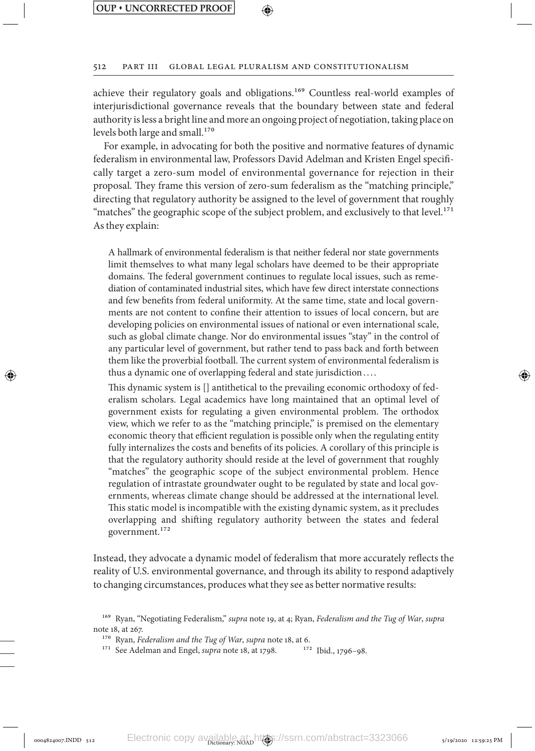achieve their regulatory goals and obligations.[169] Countless real-world examples of interjurisdictional governance reveals that the boundary between state and federal authority is less a bright line and more an ongoing project of negotiation, taking place on levels both large and small.[170]

For example, in advocating for both the positive and normative features of dynamic federalism in environmental law, Professors David Adelman and Kristen Engel specifically target a zero-sum model of environmental governance for rejection in their proposal. They frame this version of zero-sum federalism as the "matching principle," directing that regulatory authority be assigned to the level of government that roughly "matches" the geographic scope of the subject problem, and exclusively to that level.[171] As they explain:

> A hallmark of environmental federalism is that neither federal nor state governments limit themselves to what many legal scholars have deemed to be their appropriate domains. The federal government continues to regulate local issues, such as remediation of contaminated industrial sites, which have few direct interstate connections and few benefits from federal uniformity. At the same time, state and local governments are not content to confine their attention to issues of local concern, but are developing policies on environmental issues of national or even international scale, such as global climate change. Nor do environmental issues "stay" in the control of any particular level of government, but rather tend to pass back and forth between them like the proverbial football. The current system of environmental federalism is thus a dynamic one of overlapping federal and state jurisdiction . . . .
>
> This dynamic system is [] antithetical to the prevailing economic orthodoxy of federalism scholars. Legal academics have long maintained that an optimal level of government exists for regulating a given environmental problem. The orthodox view, which we refer to as the "matching principle," is premised on the elementary economic theory that efficient regulation is possible only when the regulating entity fully internalizes the costs and benefits of its policies. A corollary of this principle is that the regulatory authority should reside at the level of government that roughly "matches" the geographic scope of the subject environmental problem. Hence regulation of intrastate groundwater ought to be regulated by state and local governments, whereas climate change should be addressed at the international level. This static model is incompatible with the existing dynamic system, as it precludes overlapping and shifting regulatory authority between the states and federal government.[172]

Instead, they advocate a dynamic model of federalism that more accurately reflects the reality of U.S. environmental governance, and through its ability to respond adaptively to changing circumstances, produces what they see as better normative results:

---

[169] Ryan, "Negotiating Federalism," *supra* note 19, at 4; Ryan, *Federalism and the Tug of War*, *supra* note 18, at 267.

[170] Ryan, *Federalism and the Tug of War*, *supra* note 18, at 6.

[171] See Adelman and Engel, *supra* note 18, at 1798.

[172] Ibid., 1796–98.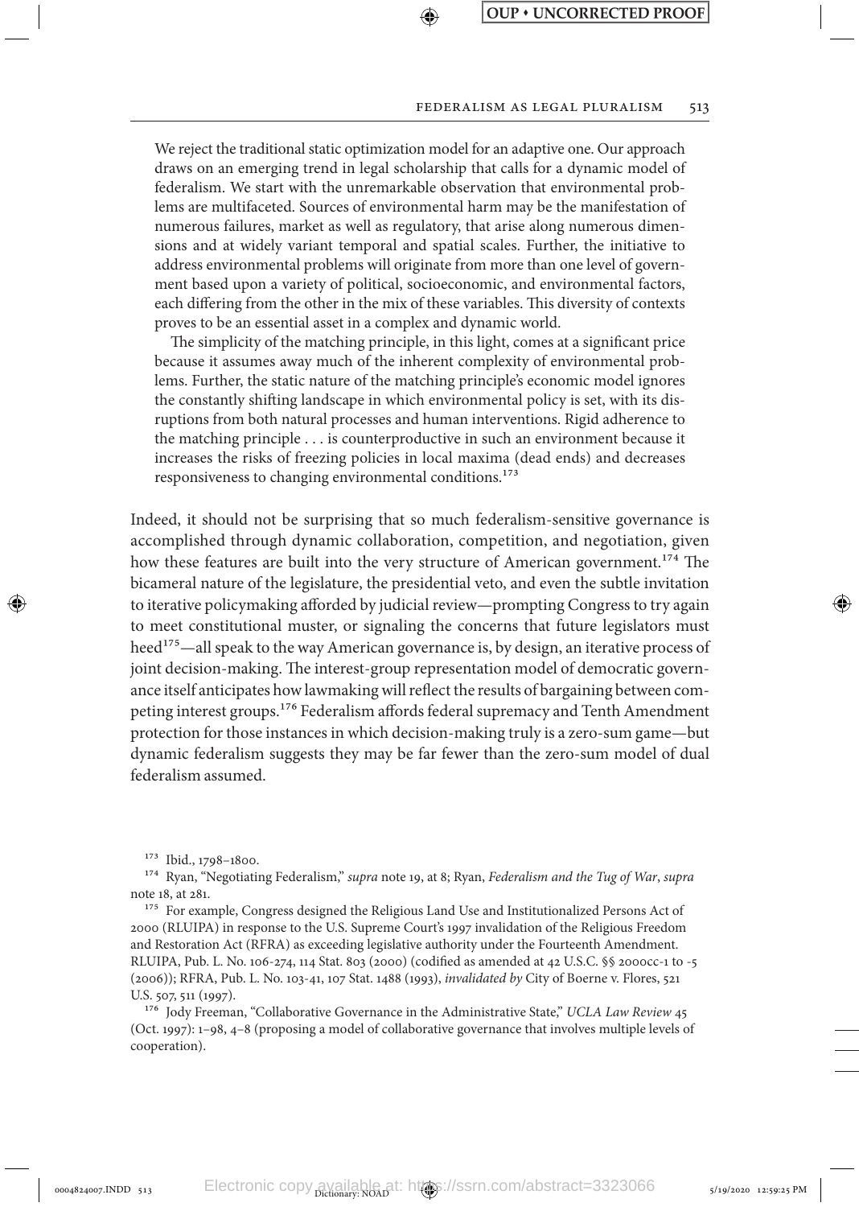> We reject the traditional static optimization model for an adaptive one. Our approach draws on an emerging trend in legal scholarship that calls for a dynamic model of federalism. We start with the unremarkable observation that environmental problems are multifaceted. Sources of environmental harm may be the manifestation of numerous failures, market as well as regulatory, that arise along numerous dimensions and at widely variant temporal and spatial scales. Further, the initiative to address environmental problems will originate from more than one level of government based upon a variety of political, socioeconomic, and environmental factors, each differing from the other in the mix of these variables. This diversity of contexts proves to be an essential asset in a complex and dynamic world.
>
> The simplicity of the matching principle, in this light, comes at a significant price because it assumes away much of the inherent complexity of environmental problems. Further, the static nature of the matching principle's economic model ignores the constantly shifting landscape in which environmental policy is set, with its disruptions from both natural processes and human interventions. Rigid adherence to the matching principle . . . is counterproductive in such an environment because it increases the risks of freezing policies in local maxima (dead ends) and decreases responsiveness to changing environmental conditions.[173]

Indeed, it should not be surprising that so much federalism-sensitive governance is accomplished through dynamic collaboration, competition, and negotiation, given how these features are built into the very structure of American government.[174] The bicameral nature of the legislature, the presidential veto, and even the subtle invitation to iterative policymaking afforded by judicial review—prompting Congress to try again to meet constitutional muster, or signaling the concerns that future legislators must heed[175]—all speak to the way American governance is, by design, an iterative process of joint decision-making. The interest-group representation model of democratic governance itself anticipates how lawmaking will reflect the results of bargaining between competing interest groups.[176] Federalism affords federal supremacy and Tenth Amendment protection for those instances in which decision-making truly is a zero-sum game—but dynamic federalism suggests they may be far fewer than the zero-sum model of dual federalism assumed.

---

[173] Ibid., 1798–1800.

[174] Ryan, "Negotiating Federalism," *supra* note 19, at 8; Ryan, *Federalism and the Tug of War*, *supra* note 18, at 281.

[175] For example, Congress designed the Religious Land Use and Institutionalized Persons Act of 2000 (RLUIPA) in response to the U.S. Supreme Court's 1997 invalidation of the Religious Freedom and Restoration Act (RFRA) as exceeding legislative authority under the Fourteenth Amendment. RLUIPA, Pub. L. No. 106-274, 114 Stat. 803 (2000) (codified as amended at 42 U.S.C. §§ 2000cc-1 to -5 (2006)); RFRA, Pub. L. No. 103-41, 107 Stat. 1488 (1993), *invalidated by* City of Boerne v. Flores, 521 U.S. 507, 511 (1997).

[176] Jody Freeman, "Collaborative Governance in the Administrative State," *UCLA Law Review* 45 (Oct. 1997): 1–98, 4–8 (proposing a model of collaborative governance that involves multiple levels of cooperation).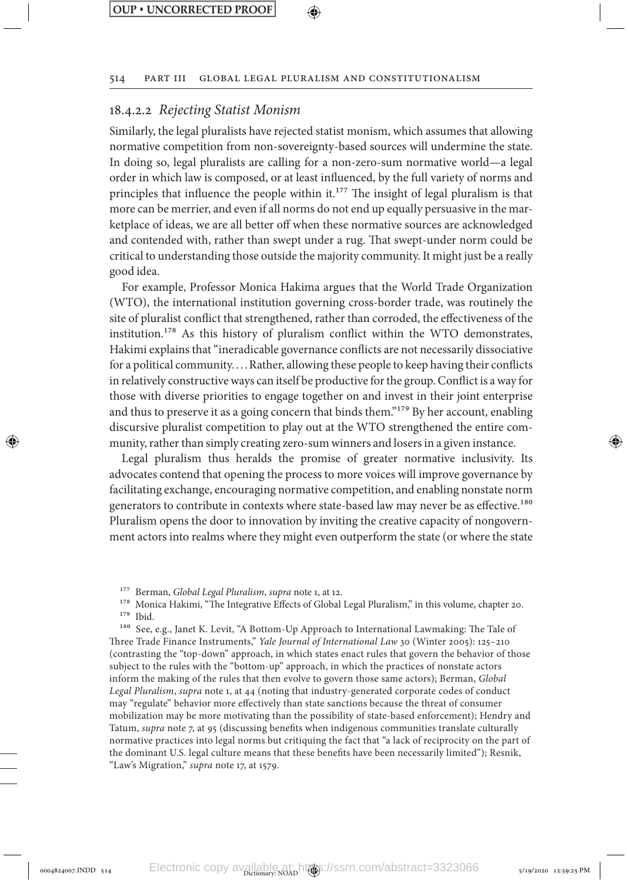### 18.4.2.2 *Rejecting Statist Monism*

Similarly, the legal pluralists have rejected statist monism, which assumes that allowing normative competition from non-sovereignty-based sources will undermine the state. In doing so, legal pluralists are calling for a non-zero-sum normative world—a legal order in which law is composed, or at least influenced, by the full variety of norms and principles that influence the people within it.[177] The insight of legal pluralism is that more can be merrier, and even if all norms do not end up equally persuasive in the marketplace of ideas, we are all better off when these normative sources are acknowledged and contended with, rather than swept under a rug. That swept-under norm could be critical to understanding those outside the majority community. It might just be a really good idea.

For example, Professor Monica Hakima argues that the World Trade Organization (WTO), the international institution governing cross-border trade, was routinely the site of pluralist conflict that strengthened, rather than corroded, the effectiveness of the institution.[178] As this history of pluralism conflict within the WTO demonstrates, Hakimi explains that "ineradicable governance conflicts are not necessarily dissociative for a political community. . . . Rather, allowing these people to keep having their conflicts in relatively constructive ways can itself be productive for the group. Conflict is a way for those with diverse priorities to engage together on and invest in their joint enterprise and thus to preserve it as a going concern that binds them."[179] By her account, enabling discursive pluralist competition to play out at the WTO strengthened the entire community, rather than simply creating zero-sum winners and losers in a given instance.

Legal pluralism thus heralds the promise of greater normative inclusivity. Its advocates contend that opening the process to more voices will improve governance by facilitating exchange, encouraging normative competition, and enabling nonstate norm generators to contribute in contexts where state-based law may never be as effective.[180] Pluralism opens the door to innovation by inviting the creative capacity of nongovernment actors into realms where they might even outperform the state (or where the state

---

[177] Berman, *Global Legal Pluralism*, *supra* note 1, at 12.

[178] Monica Hakimi, "The Integrative Effects of Global Legal Pluralism," in this volume, chapter 20.

[179] Ibid.

[180] See, e.g., Janet K. Levit, "A Bottom-Up Approach to International Lawmaking: The Tale of Three Trade Finance Instruments," *Yale Journal of International Law* 30 (Winter 2005): 125–210 (contrasting the "top-down" approach, in which states enact rules that govern the behavior of those subject to the rules with the "bottom-up" approach, in which the practices of nonstate actors inform the making of the rules that then evolve to govern those same actors); Berman, *Global Legal Pluralism*, *supra* note 1, at 44 (noting that industry-generated corporate codes of conduct may "regulate" behavior more effectively than state sanctions because the threat of consumer mobilization may be more motivating than the possibility of state-based enforcement); Hendry and Tatum, *supra* note 7, at 95 (discussing benefits when indigenous communities translate culturally normative practices into legal norms but critiquing the fact that "a lack of reciprocity on the part of the dominant U.S. legal culture means that these benefits have been necessarily limited"); Resnik, "Law's Migration," *supra* note 17, at 1579.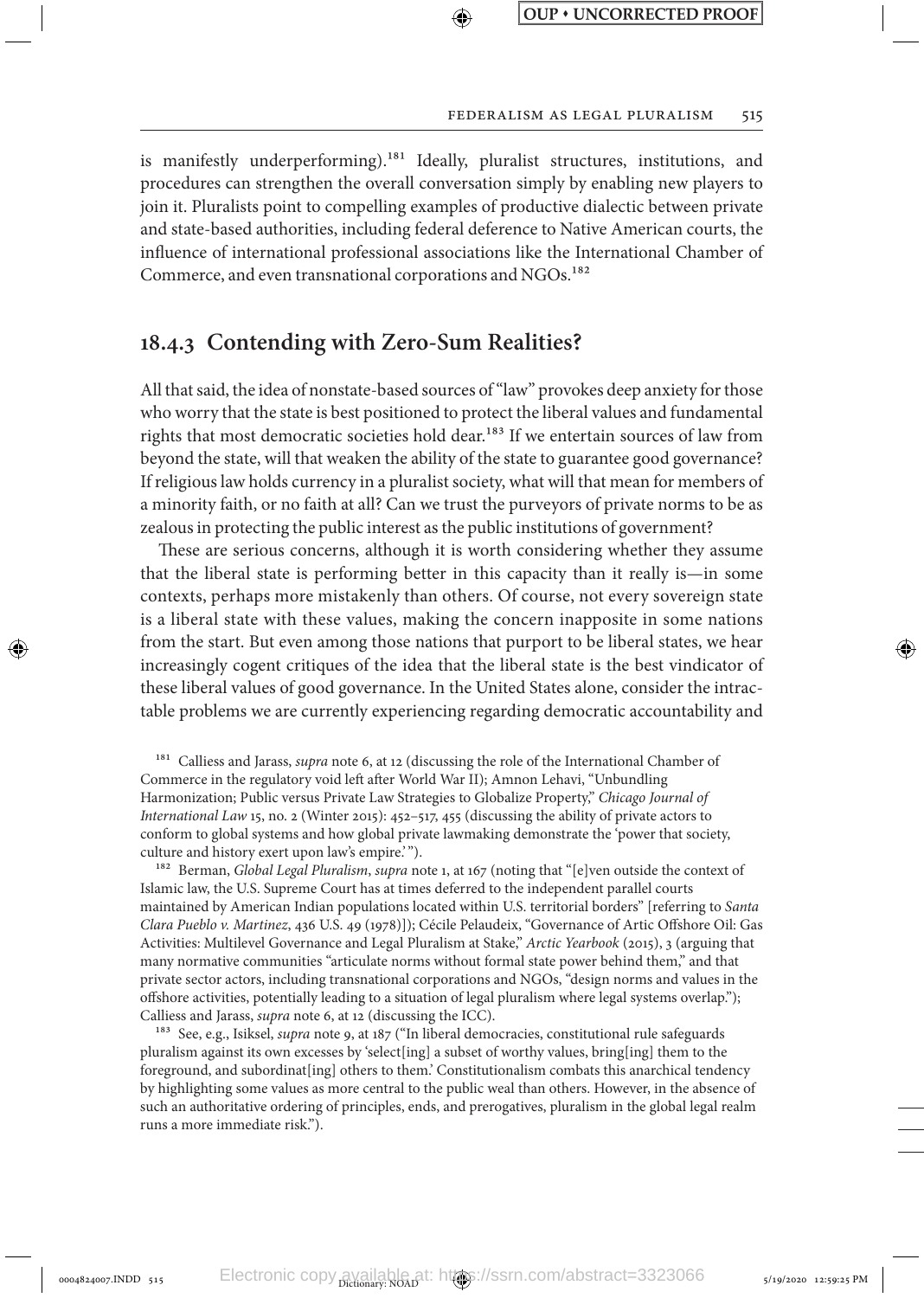is manifestly underperforming).[181] Ideally, pluralist structures, institutions, and procedures can strengthen the overall conversation simply by enabling new players to join it. Pluralists point to compelling examples of productive dialectic between private and state-based authorities, including federal deference to Native American courts, the influence of international professional associations like the International Chamber of Commerce, and even transnational corporations and NGOs.[182]

## 18.4.3 Contending with Zero-Sum Realities?

All that said, the idea of nonstate-based sources of "law" provokes deep anxiety for those who worry that the state is best positioned to protect the liberal values and fundamental rights that most democratic societies hold dear.[183] If we entertain sources of law from beyond the state, will that weaken the ability of the state to guarantee good governance? If religious law holds currency in a pluralist society, what will that mean for members of a minority faith, or no faith at all? Can we trust the purveyors of private norms to be as zealous in protecting the public interest as the public institutions of government?

These are serious concerns, although it is worth considering whether they assume that the liberal state is performing better in this capacity than it really is—in some contexts, perhaps more mistakenly than others. Of course, not every sovereign state is a liberal state with these values, making the concern inapposite in some nations from the start. But even among those nations that purport to be liberal states, we hear increasingly cogent critiques of the idea that the liberal state is the best vindicator of these liberal values of good governance. In the United States alone, consider the intractable problems we are currently experiencing regarding democratic accountability and

---

[181] Calliess and Jarass, *supra* note 6, at 12 (discussing the role of the International Chamber of Commerce in the regulatory void left after World War II); Amnon Lehavi, "Unbundling Harmonization; Public versus Private Law Strategies to Globalize Property," *Chicago Journal of International Law* 15, no. 2 (Winter 2015): 452–517, 455 (discussing the ability of private actors to conform to global systems and how global private lawmaking demonstrate the 'power that society, culture and history exert upon law's empire.' ").

[182] Berman, *Global Legal Pluralism*, *supra* note 1, at 167 (noting that "[e]ven outside the context of Islamic law, the U.S. Supreme Court has at times deferred to the independent parallel courts maintained by American Indian populations located within U.S. territorial borders" [referring to *Santa Clara Pueblo v. Martinez*, 436 U.S. 49 (1978)]); Cécile Pelaudeix, "Governance of Artic Offshore Oil: Gas Activities: Multilevel Governance and Legal Pluralism at Stake," *Arctic Yearbook* (2015), 3 (arguing that many normative communities "articulate norms without formal state power behind them," and that private sector actors, including transnational corporations and NGOs, "design norms and values in the offshore activities, potentially leading to a situation of legal pluralism where legal systems overlap."); Calliess and Jarass, *supra* note 6, at 12 (discussing the ICC).

[183] See, e.g., Isiksel, *supra* note 9, at 187 ("In liberal democracies, constitutional rule safeguards pluralism against its own excesses by 'select[ing] a subset of worthy values, bring[ing] them to the foreground, and subordinat[ing] others to them.' Constitutionalism combats this anarchical tendency by highlighting some values as more central to the public weal than others. However, in the absence of such an authoritative ordering of principles, ends, and prerogatives, pluralism in the global legal realm runs a more immediate risk.").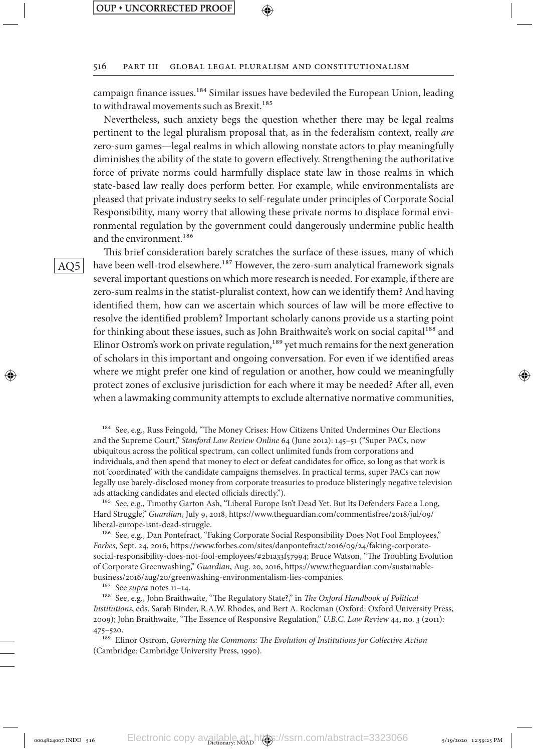campaign finance issues.[184] Similar issues have bedeviled the European Union, leading to withdrawal movements such as Brexit.[185]

Nevertheless, such anxiety begs the question whether there may be legal realms pertinent to the legal pluralism proposal that, as in the federalism context, really *are* zero-sum games—legal realms in which allowing nonstate actors to play meaningfully diminishes the ability of the state to govern effectively. Strengthening the authoritative force of private norms could harmfully displace state law in those realms in which state-based law really does perform better. For example, while environmentalists are pleased that private industry seeks to self-regulate under principles of Corporate Social Responsibility, many worry that allowing these private norms to displace formal environmental regulation by the government could dangerously undermine public health and the environment.[186]

This brief consideration barely scratches the surface of these issues, many of which have been well-trod elsewhere.[187] However, the zero-sum analytical framework signals several important questions on which more research is needed. For example, if there are zero-sum realms in the statist-pluralist context, how can we identify them? And having identified them, how can we ascertain which sources of law will be more effective to resolve the identified problem? Important scholarly canons provide us a starting point for thinking about these issues, such as John Braithwaite's work on social capital[188] and Elinor Ostrom's work on private regulation,[189] yet much remains for the next generation of scholars in this important and ongoing conversation. For even if we identified areas where we might prefer one kind of regulation or another, how could we meaningfully protect zones of exclusive jurisdiction for each where it may be needed? After all, even when a lawmaking community attempts to exclude alternative normative communities,

[184] See, e.g., Russ Feingold, "The Money Crises: How Citizens United Undermines Our Elections and the Supreme Court," *Stanford Law Review Online* 64 (June 2012): 145–51 ("Super PACs, now ubiquitous across the political spectrum, can collect unlimited funds from corporations and individuals, and then spend that money to elect or defeat candidates for office, so long as that work is not 'coordinated' with the candidate campaigns themselves. In practical terms, super PACs can now legally use barely-disclosed money from corporate treasuries to produce blisteringly negative television ads attacking candidates and elected officials directly.").

[185] *S*ee, e.g., Timothy Garton Ash, "Liberal Europe Isn't Dead Yet. But Its Defenders Face a Long, Hard Struggle," *Guardian*, July 9, 2018, https://www.theguardian.com/commentisfree/2018/jul/09/liberal-europe-isnt-dead-struggle.

[186] See, e.g., Dan Pontefract, "Faking Corporate Social Responsibility Does Not Fool Employees," *Forbes*, Sept. 24, 2016, https://www.forbes.com/sites/danpontefract/2016/09/24/faking-corporate-social-responsibility-does-not-fool-employees/#2b1a33f57994; Bruce Watson, "The Troubling Evolution of Corporate Greenwashing," *Guardian*, Aug. 20, 2016, https://www.theguardian.com/sustainable-business/2016/aug/20/greenwashing-environmentalism-lies-companies.

[187] See *supra* notes 11–14.

[188] See, e.g., John Braithwaite, "The Regulatory State?," in *The Oxford Handbook of Political Institutions*, eds. Sarah Binder, R.A.W. Rhodes, and Bert A. Rockman (Oxford: Oxford University Press, 2009); John Braithwaite, "The Essence of Responsive Regulation," *U.B.C. Law Review* 44, no. 3 (2011): 475–520.

[189] Elinor Ostrom, *Governing the Commons: The Evolution of Institutions for Collective Action* (Cambridge: Cambridge University Press, 1990).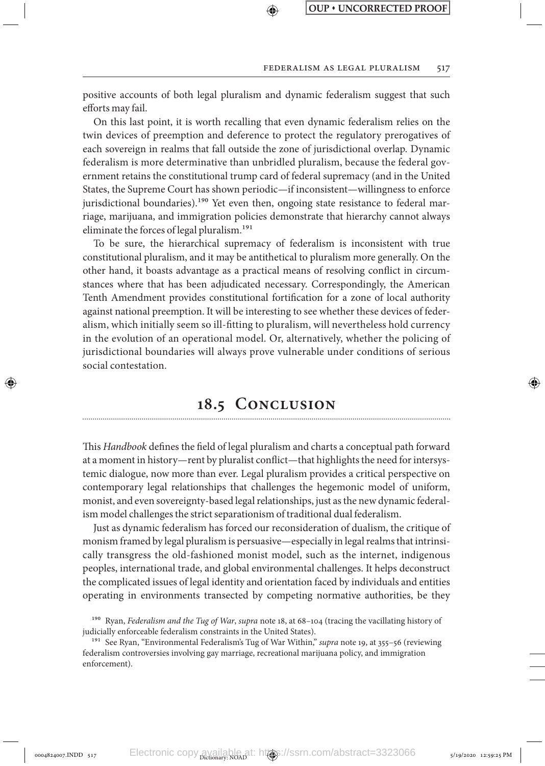positive accounts of both legal pluralism and dynamic federalism suggest that such efforts may fail.

On this last point, it is worth recalling that even dynamic federalism relies on the twin devices of preemption and deference to protect the regulatory prerogatives of each sovereign in realms that fall outside the zone of jurisdictional overlap. Dynamic federalism is more determinative than unbridled pluralism, because the federal government retains the constitutional trump card of federal supremacy (and in the United States, the Supreme Court has shown periodic—if inconsistent—willingness to enforce jurisdictional boundaries).[190] Yet even then, ongoing state resistance to federal marriage, marijuana, and immigration policies demonstrate that hierarchy cannot always eliminate the forces of legal pluralism.[191]

To be sure, the hierarchical supremacy of federalism is inconsistent with true constitutional pluralism, and it may be antithetical to pluralism more generally. On the other hand, it boasts advantage as a practical means of resolving conflict in circumstances where that has been adjudicated necessary. Correspondingly, the American Tenth Amendment provides constitutional fortification for a zone of local authority against national preemption. It will be interesting to see whether these devices of federalism, which initially seem so ill-fitting to pluralism, will nevertheless hold currency in the evolution of an operational model. Or, alternatively, whether the policing of jurisdictional boundaries will always prove vulnerable under conditions of serious social contestation.

## 18.5 Conclusion

This *Handbook* defines the field of legal pluralism and charts a conceptual path forward at a moment in history—rent by pluralist conflict—that highlights the need for intersystemic dialogue, now more than ever. Legal pluralism provides a critical perspective on contemporary legal relationships that challenges the hegemonic model of uniform, monist, and even sovereignty-based legal relationships, just as the new dynamic federalism model challenges the strict separationism of traditional dual federalism.

Just as dynamic federalism has forced our reconsideration of dualism, the critique of monism framed by legal pluralism is persuasive—especially in legal realms that intrinsically transgress the old-fashioned monist model, such as the internet, indigenous peoples, international trade, and global environmental challenges. It helps deconstruct the complicated issues of legal identity and orientation faced by individuals and entities operating in environments transected by competing normative authorities, be they

[190] Ryan, *Federalism and the Tug of War*, *supra* note 18, at 68–104 (tracing the vacillating history of judicially enforceable federalism constraints in the United States).

[191] See Ryan, "Environmental Federalism's Tug of War Within," *supra* note 19, at 355–56 (reviewing federalism controversies involving gay marriage, recreational marijuana policy, and immigration enforcement).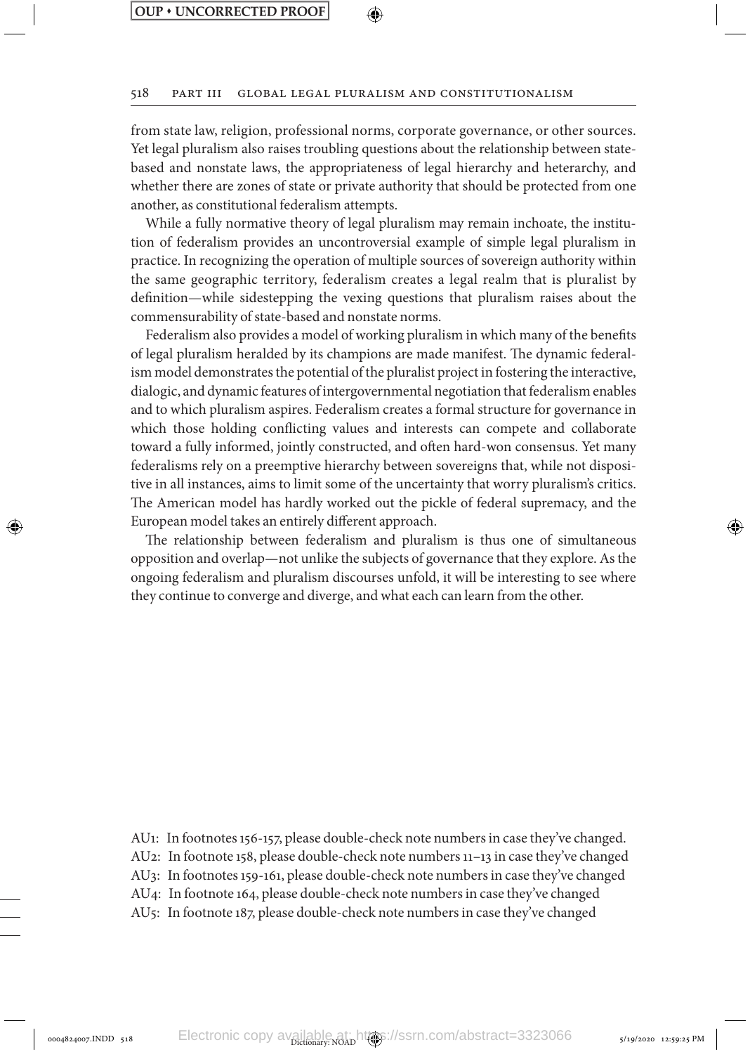from state law, religion, professional norms, corporate governance, or other sources. Yet legal pluralism also raises troubling questions about the relationship between state-based and nonstate laws, the appropriateness of legal hierarchy and heterarchy, and whether there are zones of state or private authority that should be protected from one another, as constitutional federalism attempts.

While a fully normative theory of legal pluralism may remain inchoate, the institution of federalism provides an uncontroversial example of simple legal pluralism in practice. In recognizing the operation of multiple sources of sovereign authority within the same geographic territory, federalism creates a legal realm that is pluralist by definition—while sidestepping the vexing questions that pluralism raises about the commensurability of state-based and nonstate norms.

Federalism also provides a model of working pluralism in which many of the benefits of legal pluralism heralded by its champions are made manifest. The dynamic federalism model demonstrates the potential of the pluralist project in fostering the interactive, dialogic, and dynamic features of intergovernmental negotiation that federalism enables and to which pluralism aspires. Federalism creates a formal structure for governance in which those holding conflicting values and interests can compete and collaborate toward a fully informed, jointly constructed, and often hard-won consensus. Yet many federalisms rely on a preemptive hierarchy between sovereigns that, while not dispositive in all instances, aims to limit some of the uncertainty that worry pluralism's critics. The American model has hardly worked out the pickle of federal supremacy, and the European model takes an entirely different approach.

The relationship between federalism and pluralism is thus one of simultaneous opposition and overlap—not unlike the subjects of governance that they explore. As the ongoing federalism and pluralism discourses unfold, it will be interesting to see where they continue to converge and diverge, and what each can learn from the other.

AU1: In footnotes 156-157, please double-check note numbers in case they've changed.
AU2: In footnote 158, please double-check note numbers 11–13 in case they've changed
AU3: In footnotes 159-161, please double-check note numbers in case they've changed
AU4: In footnote 164, please double-check note numbers in case they've changed
AU5: In footnote 187, please double-check note numbers in case they've changed